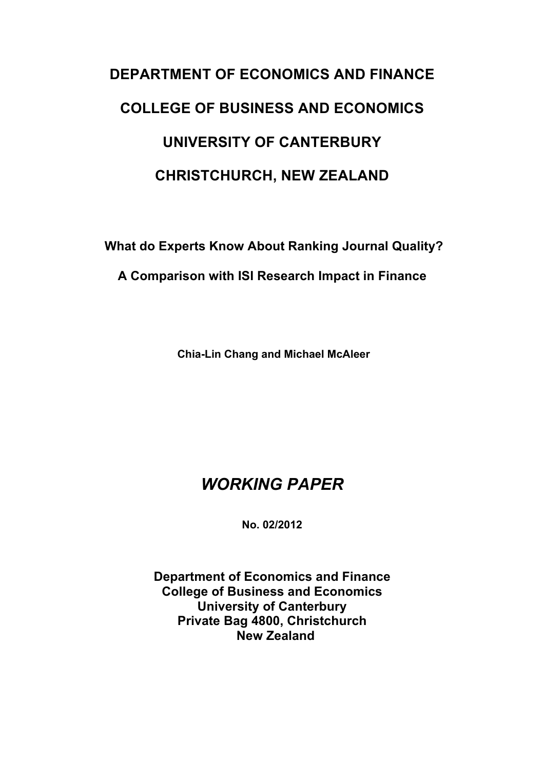# DEPARTMENT OF ECONOMICS AND FINANCE

# COLLEGE OF BUSINESS AND ECONOMICS

# UNIVERSITY OF CANTERBURY

# CHRISTCHURCH, NEW ZEALAND

**What do Experts Know About Ranking Journal Quality?**

**A Comparison with ISI Research Impact in Finance**

**Chia-Lin Chang and Michael McAleer**

## *WORKING PAPER*

**No. 02/2012**

**Department of Economics and Finance**
**College of Business and Economics**
**University of Canterbury**
**Private Bag 4800, Christchurch**
**New Zealand**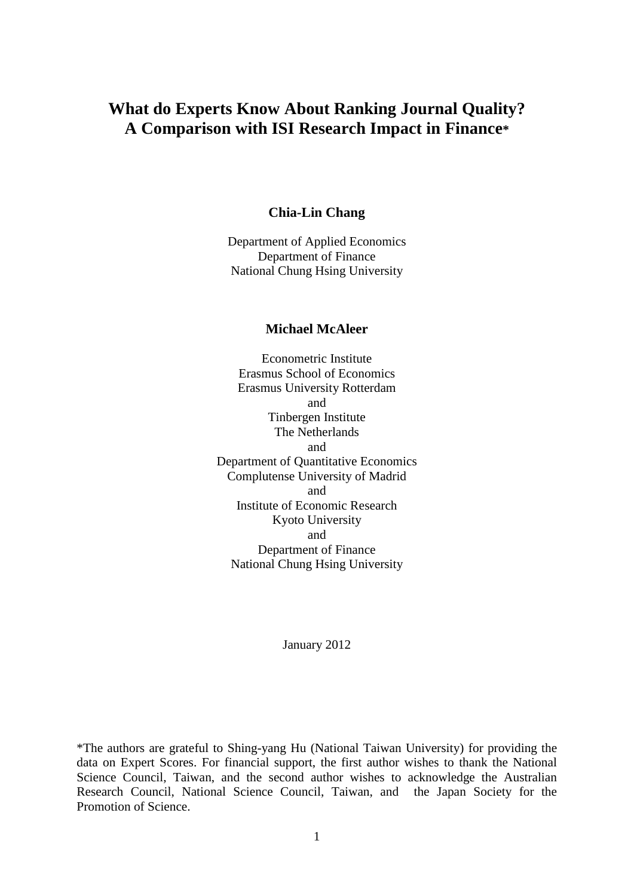# What do Experts Know About Ranking Journal Quality? A Comparison with ISI Research Impact in Finance*

**Chia-Lin Chang**

Department of Applied Economics
Department of Finance
National Chung Hsing University

**Michael McAleer**

Econometric Institute
Erasmus School of Economics
Erasmus University Rotterdam
and
Tinbergen Institute
The Netherlands
and
Department of Quantitative Economics
Complutense University of Madrid
and
Institute of Economic Research
Kyoto University
and
Department of Finance
National Chung Hsing University

January 2012

*The authors are grateful to Shing-yang Hu (National Taiwan University) for providing the data on Expert Scores. For financial support, the first author wishes to thank the National Science Council, Taiwan, and the second author wishes to acknowledge the Australian Research Council, National Science Council, Taiwan, and the Japan Society for the Promotion of Science.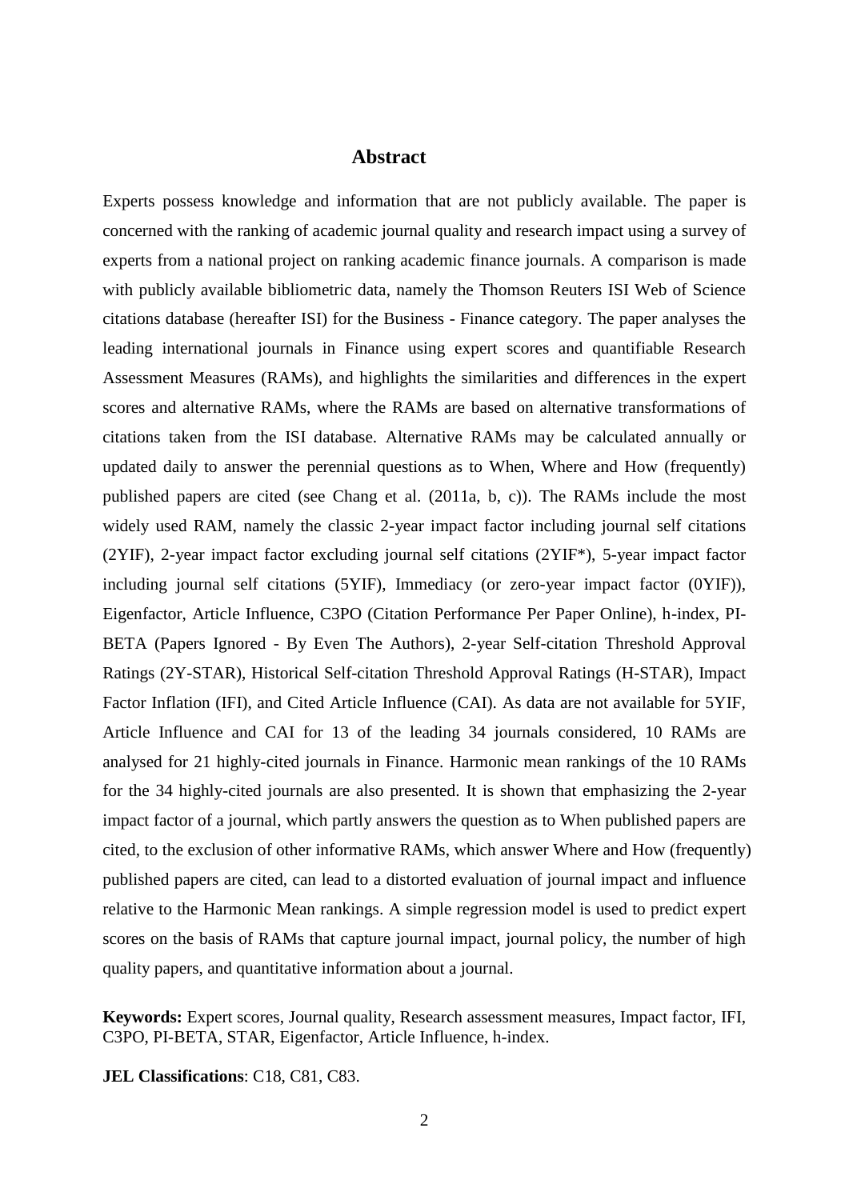## Abstract

Experts possess knowledge and information that are not publicly available. The paper is concerned with the ranking of academic journal quality and research impact using a survey of experts from a national project on ranking academic finance journals. A comparison is made with publicly available bibliometric data, namely the Thomson Reuters ISI Web of Science citations database (hereafter ISI) for the Business - Finance category. The paper analyses the leading international journals in Finance using expert scores and quantifiable Research Assessment Measures (RAMs), and highlights the similarities and differences in the expert scores and alternative RAMs, where the RAMs are based on alternative transformations of citations taken from the ISI database. Alternative RAMs may be calculated annually or updated daily to answer the perennial questions as to When, Where and How (frequently) published papers are cited (see Chang et al. (2011a, b, c)). The RAMs include the most widely used RAM, namely the classic 2-year impact factor including journal self citations (2YIF), 2-year impact factor excluding journal self citations (2YIF*), 5-year impact factor including journal self citations (5YIF), Immediacy (or zero-year impact factor (0YIF)), Eigenfactor, Article Influence, C3PO (Citation Performance Per Paper Online), h-index, PI-BETA (Papers Ignored - By Even The Authors), 2-year Self-citation Threshold Approval Ratings (2Y-STAR), Historical Self-citation Threshold Approval Ratings (H-STAR), Impact Factor Inflation (IFI), and Cited Article Influence (CAI). As data are not available for 5YIF, Article Influence and CAI for 13 of the leading 34 journals considered, 10 RAMs are analysed for 21 highly-cited journals in Finance. Harmonic mean rankings of the 10 RAMs for the 34 highly-cited journals are also presented. It is shown that emphasizing the 2-year impact factor of a journal, which partly answers the question as to When published papers are cited, to the exclusion of other informative RAMs, which answer Where and How (frequently) published papers are cited, can lead to a distorted evaluation of journal impact and influence relative to the Harmonic Mean rankings. A simple regression model is used to predict expert scores on the basis of RAMs that capture journal impact, journal policy, the number of high quality papers, and quantitative information about a journal.

**Keywords:** Expert scores, Journal quality, Research assessment measures, Impact factor, IFI, C3PO, PI-BETA, STAR, Eigenfactor, Article Influence, h-index.

**JEL Classifications**: C18, C81, C83.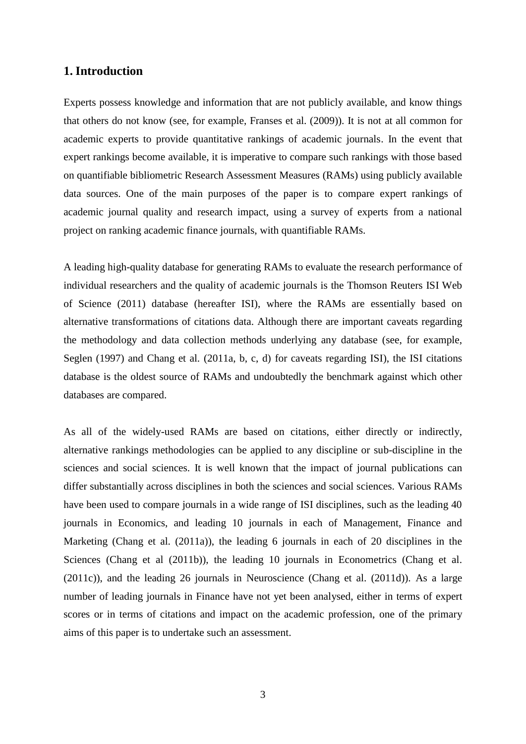## 1. Introduction

Experts possess knowledge and information that are not publicly available, and know things that others do not know (see, for example, Franses et al. (2009)). It is not at all common for academic experts to provide quantitative rankings of academic journals. In the event that expert rankings become available, it is imperative to compare such rankings with those based on quantifiable bibliometric Research Assessment Measures (RAMs) using publicly available data sources. One of the main purposes of the paper is to compare expert rankings of academic journal quality and research impact, using a survey of experts from a national project on ranking academic finance journals, with quantifiable RAMs.

A leading high-quality database for generating RAMs to evaluate the research performance of individual researchers and the quality of academic journals is the Thomson Reuters ISI Web of Science (2011) database (hereafter ISI), where the RAMs are essentially based on alternative transformations of citations data. Although there are important caveats regarding the methodology and data collection methods underlying any database (see, for example, Seglen (1997) and Chang et al. (2011a, b, c, d) for caveats regarding ISI), the ISI citations database is the oldest source of RAMs and undoubtedly the benchmark against which other databases are compared.

As all of the widely-used RAMs are based on citations, either directly or indirectly, alternative rankings methodologies can be applied to any discipline or sub-discipline in the sciences and social sciences. It is well known that the impact of journal publications can differ substantially across disciplines in both the sciences and social sciences. Various RAMs have been used to compare journals in a wide range of ISI disciplines, such as the leading 40 journals in Economics, and leading 10 journals in each of Management, Finance and Marketing (Chang et al. (2011a)), the leading 6 journals in each of 20 disciplines in the Sciences (Chang et al (2011b)), the leading 10 journals in Econometrics (Chang et al. (2011c)), and the leading 26 journals in Neuroscience (Chang et al. (2011d)). As a large number of leading journals in Finance have not yet been analysed, either in terms of expert scores or in terms of citations and impact on the academic profession, one of the primary aims of this paper is to undertake such an assessment.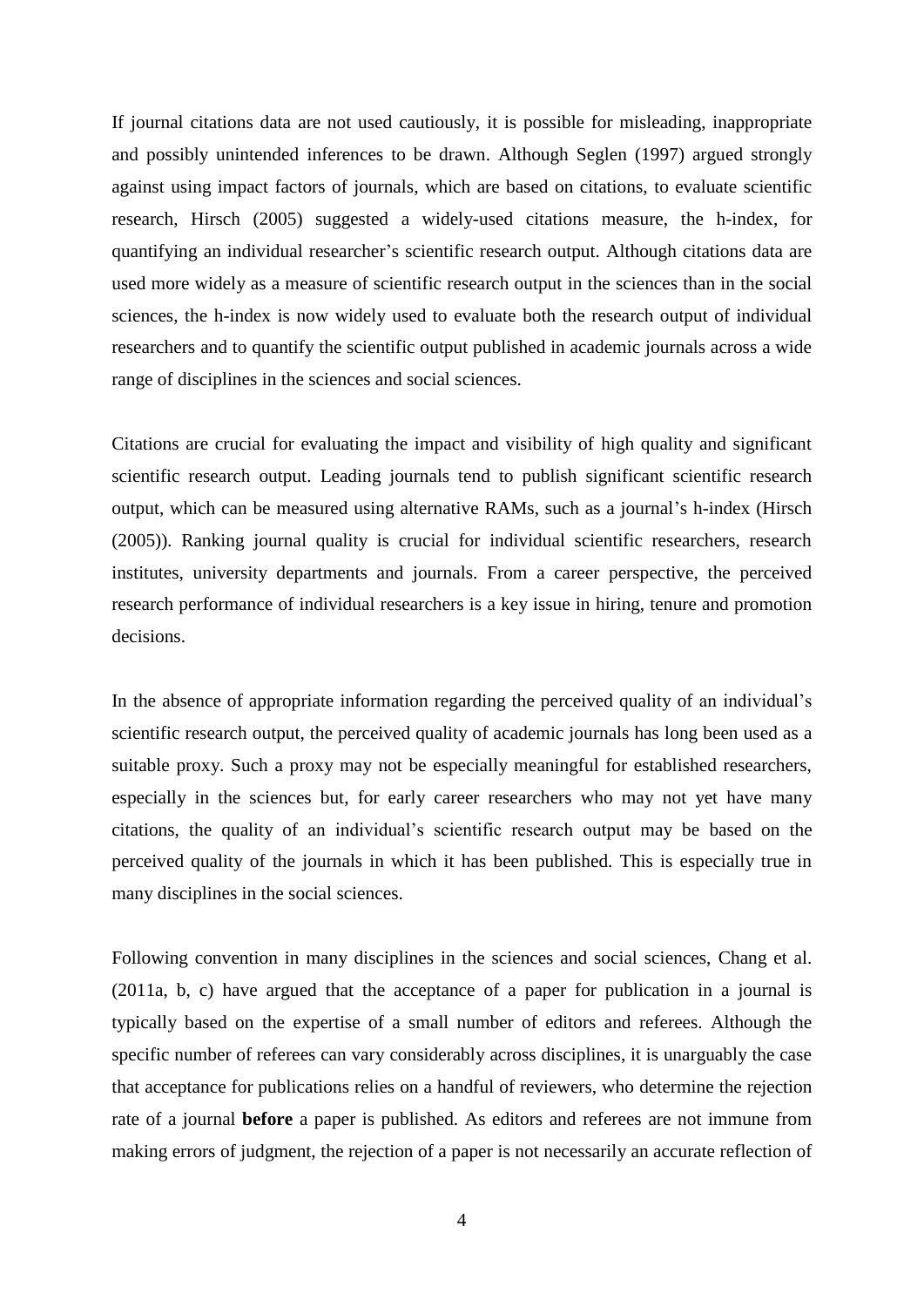If journal citations data are not used cautiously, it is possible for misleading, inappropriate and possibly unintended inferences to be drawn. Although Seglen (1997) argued strongly against using impact factors of journals, which are based on citations, to evaluate scientific research, Hirsch (2005) suggested a widely-used citations measure, the h-index, for quantifying an individual researcher's scientific research output. Although citations data are used more widely as a measure of scientific research output in the sciences than in the social sciences, the h-index is now widely used to evaluate both the research output of individual researchers and to quantify the scientific output published in academic journals across a wide range of disciplines in the sciences and social sciences.

Citations are crucial for evaluating the impact and visibility of high quality and significant scientific research output. Leading journals tend to publish significant scientific research output, which can be measured using alternative RAMs, such as a journal's h-index (Hirsch (2005)). Ranking journal quality is crucial for individual scientific researchers, research institutes, university departments and journals. From a career perspective, the perceived research performance of individual researchers is a key issue in hiring, tenure and promotion decisions.

In the absence of appropriate information regarding the perceived quality of an individual's scientific research output, the perceived quality of academic journals has long been used as a suitable proxy. Such a proxy may not be especially meaningful for established researchers, especially in the sciences but, for early career researchers who may not yet have many citations, the quality of an individual's scientific research output may be based on the perceived quality of the journals in which it has been published. This is especially true in many disciplines in the social sciences.

Following convention in many disciplines in the sciences and social sciences, Chang et al. (2011a, b, c) have argued that the acceptance of a paper for publication in a journal is typically based on the expertise of a small number of editors and referees. Although the specific number of referees can vary considerably across disciplines, it is unarguably the case that acceptance for publications relies on a handful of reviewers, who determine the rejection rate of a journal **before** a paper is published. As editors and referees are not immune from making errors of judgment, the rejection of a paper is not necessarily an accurate reflection of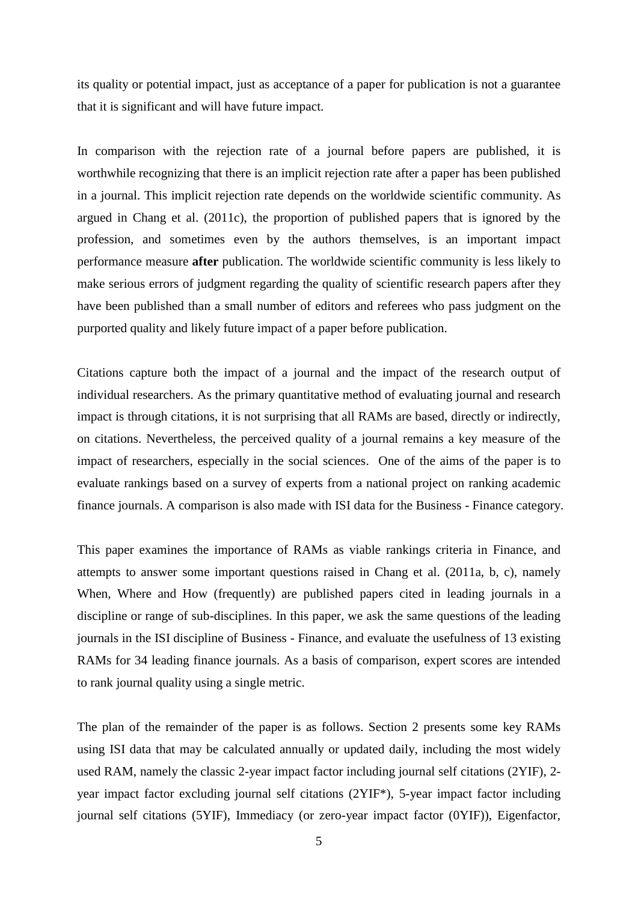its quality or potential impact, just as acceptance of a paper for publication is not a guarantee that it is significant and will have future impact.

In comparison with the rejection rate of a journal before papers are published, it is worthwhile recognizing that there is an implicit rejection rate after a paper has been published in a journal. This implicit rejection rate depends on the worldwide scientific community. As argued in Chang et al. (2011c), the proportion of published papers that is ignored by the profession, and sometimes even by the authors themselves, is an important impact performance measure **after** publication. The worldwide scientific community is less likely to make serious errors of judgment regarding the quality of scientific research papers after they have been published than a small number of editors and referees who pass judgment on the purported quality and likely future impact of a paper before publication.

Citations capture both the impact of a journal and the impact of the research output of individual researchers. As the primary quantitative method of evaluating journal and research impact is through citations, it is not surprising that all RAMs are based, directly or indirectly, on citations. Nevertheless, the perceived quality of a journal remains a key measure of the impact of researchers, especially in the social sciences. One of the aims of the paper is to evaluate rankings based on a survey of experts from a national project on ranking academic finance journals. A comparison is also made with ISI data for the Business - Finance category.

This paper examines the importance of RAMs as viable rankings criteria in Finance, and attempts to answer some important questions raised in Chang et al. (2011a, b, c), namely When, Where and How (frequently) are published papers cited in leading journals in a discipline or range of sub-disciplines. In this paper, we ask the same questions of the leading journals in the ISI discipline of Business - Finance, and evaluate the usefulness of 13 existing RAMs for 34 leading finance journals. As a basis of comparison, expert scores are intended to rank journal quality using a single metric.

The plan of the remainder of the paper is as follows. Section 2 presents some key RAMs using ISI data that may be calculated annually or updated daily, including the most widely used RAM, namely the classic 2-year impact factor including journal self citations (2YIF), 2-year impact factor excluding journal self citations (2YIF*), 5-year impact factor including journal self citations (5YIF), Immediacy (or zero-year impact factor (0YIF)), Eigenfactor,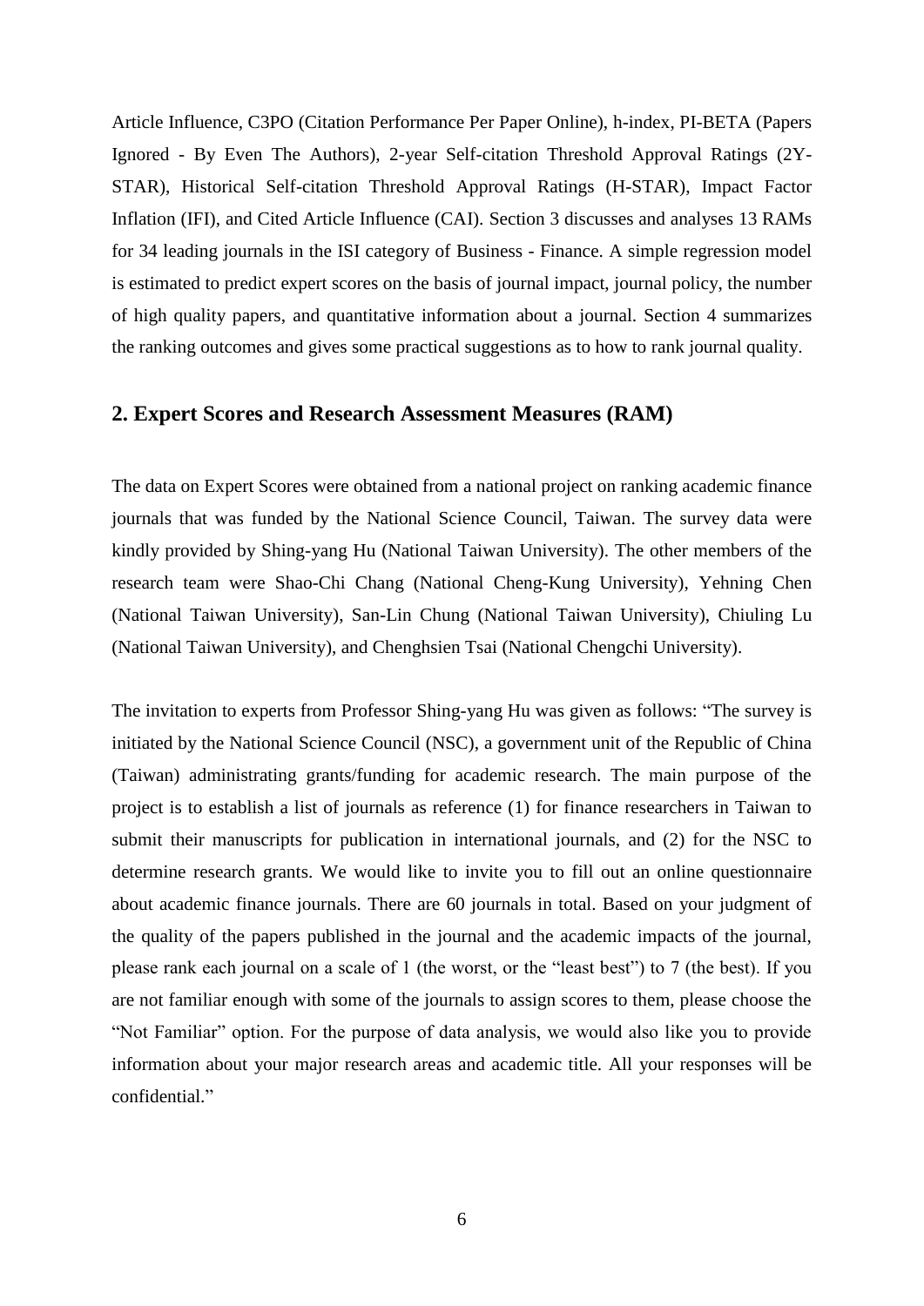Article Influence, C3PO (Citation Performance Per Paper Online), h-index, PI-BETA (Papers Ignored - By Even The Authors), 2-year Self-citation Threshold Approval Ratings (2Y-STAR), Historical Self-citation Threshold Approval Ratings (H-STAR), Impact Factor Inflation (IFI), and Cited Article Influence (CAI). Section 3 discusses and analyses 13 RAMs for 34 leading journals in the ISI category of Business - Finance. A simple regression model is estimated to predict expert scores on the basis of journal impact, journal policy, the number of high quality papers, and quantitative information about a journal. Section 4 summarizes the ranking outcomes and gives some practical suggestions as to how to rank journal quality.

## 2. Expert Scores and Research Assessment Measures (RAM)

The data on Expert Scores were obtained from a national project on ranking academic finance journals that was funded by the National Science Council, Taiwan. The survey data were kindly provided by Shing-yang Hu (National Taiwan University). The other members of the research team were Shao-Chi Chang (National Cheng-Kung University), Yehning Chen (National Taiwan University), San-Lin Chung (National Taiwan University), Chiuling Lu (National Taiwan University), and Chenghsien Tsai (National Chengchi University).

The invitation to experts from Professor Shing-yang Hu was given as follows: "The survey is initiated by the National Science Council (NSC), a government unit of the Republic of China (Taiwan) administrating grants/funding for academic research. The main purpose of the project is to establish a list of journals as reference (1) for finance researchers in Taiwan to submit their manuscripts for publication in international journals, and (2) for the NSC to determine research grants. We would like to invite you to fill out an online questionnaire about academic finance journals. There are 60 journals in total. Based on your judgment of the quality of the papers published in the journal and the academic impacts of the journal, please rank each journal on a scale of 1 (the worst, or the "least best") to 7 (the best). If you are not familiar enough with some of the journals to assign scores to them, please choose the "Not Familiar" option. For the purpose of data analysis, we would also like you to provide information about your major research areas and academic title. All your responses will be confidential."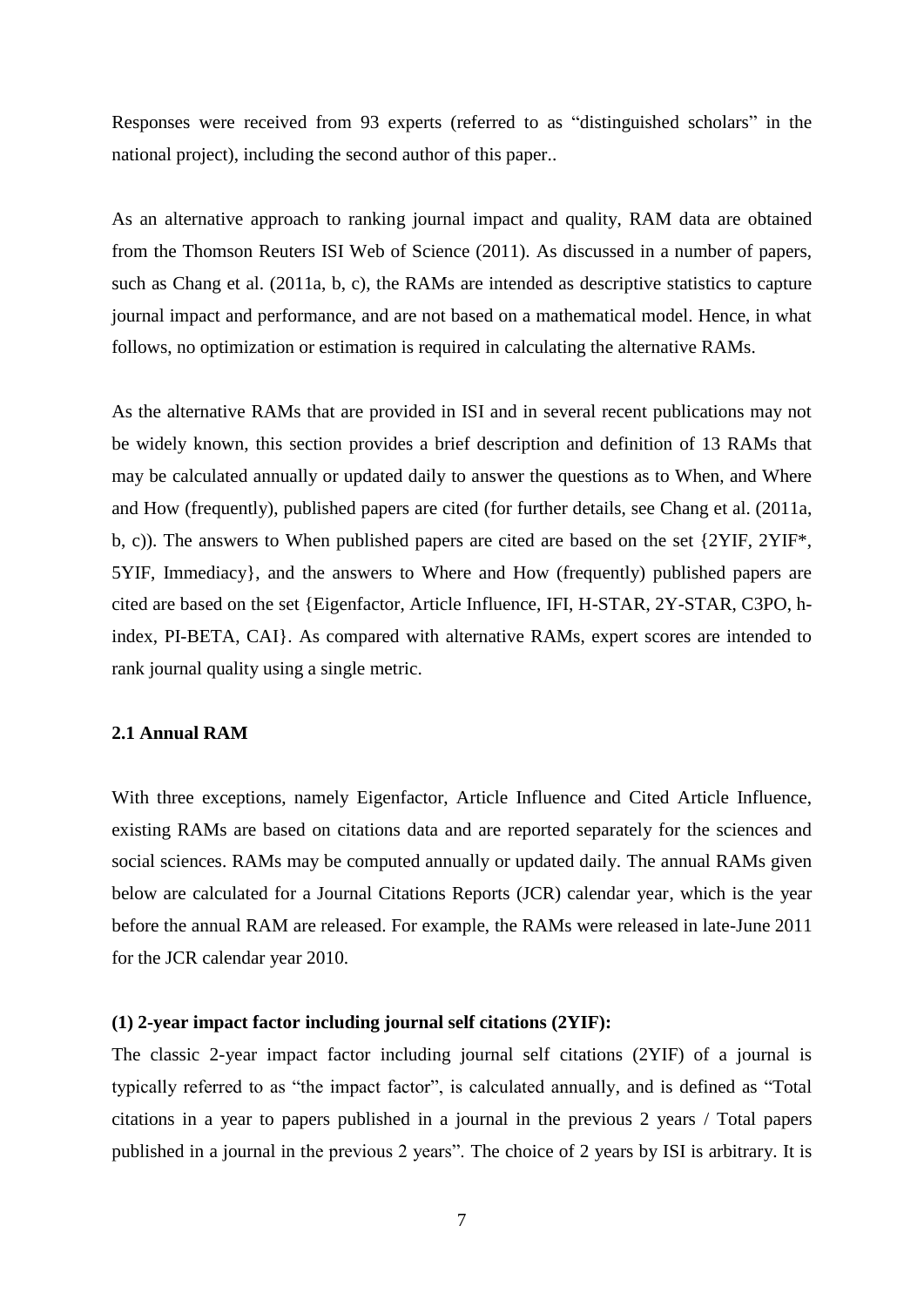Responses were received from 93 experts (referred to as "distinguished scholars" in the national project), including the second author of this paper..

As an alternative approach to ranking journal impact and quality, RAM data are obtained from the Thomson Reuters ISI Web of Science (2011). As discussed in a number of papers, such as Chang et al. (2011a, b, c), the RAMs are intended as descriptive statistics to capture journal impact and performance, and are not based on a mathematical model. Hence, in what follows, no optimization or estimation is required in calculating the alternative RAMs.

As the alternative RAMs that are provided in ISI and in several recent publications may not be widely known, this section provides a brief description and definition of 13 RAMs that may be calculated annually or updated daily to answer the questions as to When, and Where and How (frequently), published papers are cited (for further details, see Chang et al. (2011a, b, c)). The answers to When published papers are cited are based on the set {2YIF, 2YIF*, 5YIF, Immediacy}, and the answers to Where and How (frequently) published papers are cited are based on the set {Eigenfactor, Article Influence, IFI, H-STAR, 2Y-STAR, C3PO, h-index, PI-BETA, CAI}. As compared with alternative RAMs, expert scores are intended to rank journal quality using a single metric.

### 2.1 Annual RAM

With three exceptions, namely Eigenfactor, Article Influence and Cited Article Influence, existing RAMs are based on citations data and are reported separately for the sciences and social sciences. RAMs may be computed annually or updated daily. The annual RAMs given below are calculated for a Journal Citations Reports (JCR) calendar year, which is the year before the annual RAM are released. For example, the RAMs were released in late-June 2011 for the JCR calendar year 2010.

**(1) 2-year impact factor including journal self citations (2YIF):**

The classic 2-year impact factor including journal self citations (2YIF) of a journal is typically referred to as "the impact factor", is calculated annually, and is defined as "Total citations in a year to papers published in a journal in the previous 2 years / Total papers published in a journal in the previous 2 years". The choice of 2 years by ISI is arbitrary. It is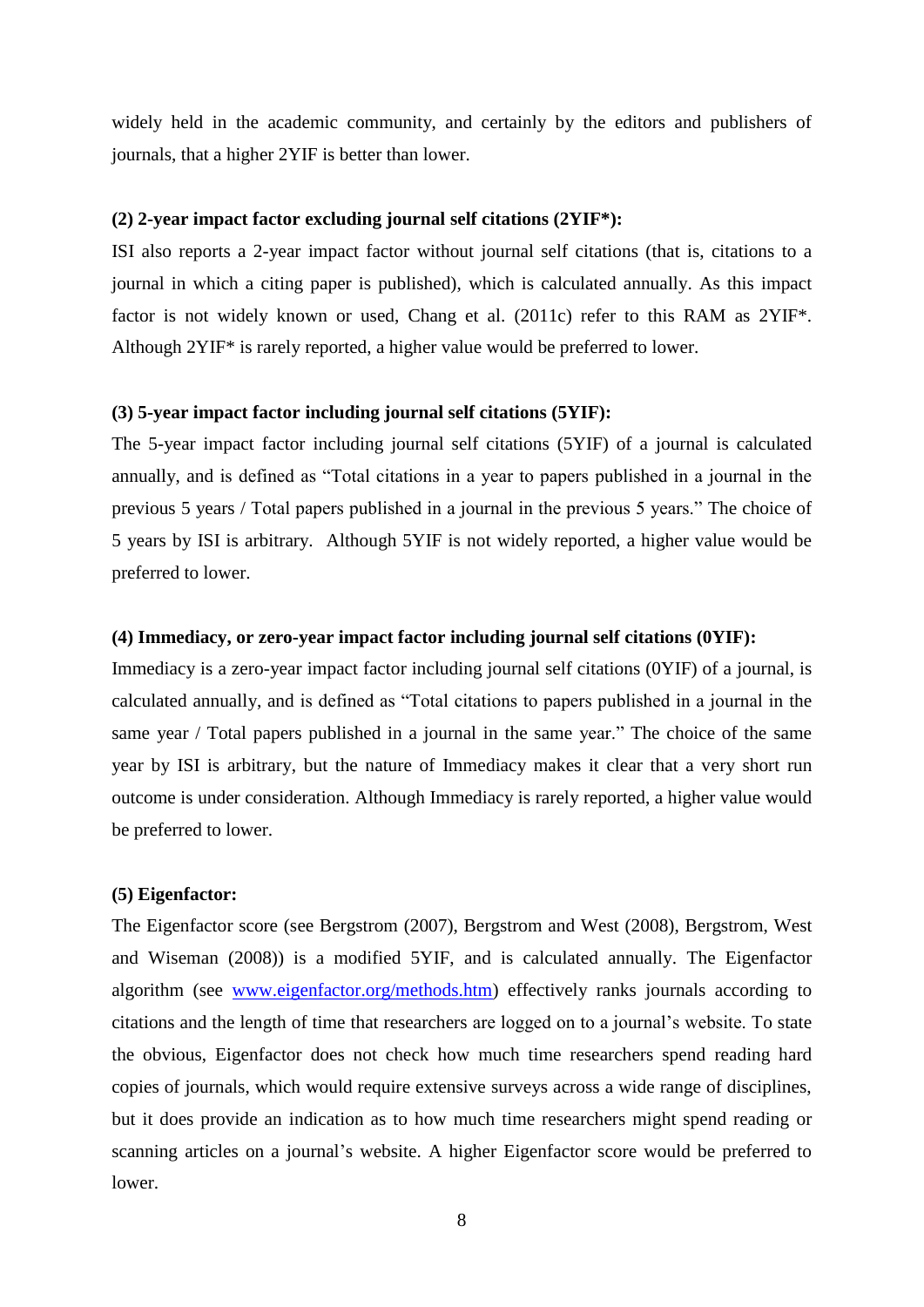widely held in the academic community, and certainly by the editors and publishers of journals, that a higher 2YIF is better than lower.

**(2) 2-year impact factor excluding journal self citations (2YIF\*):**

ISI also reports a 2-year impact factor without journal self citations (that is, citations to a journal in which a citing paper is published), which is calculated annually. As this impact factor is not widely known or used, Chang et al. (2011c) refer to this RAM as 2YIF\*. Although 2YIF\* is rarely reported, a higher value would be preferred to lower.

**(3) 5-year impact factor including journal self citations (5YIF):**

The 5-year impact factor including journal self citations (5YIF) of a journal is calculated annually, and is defined as "Total citations in a year to papers published in a journal in the previous 5 years / Total papers published in a journal in the previous 5 years." The choice of 5 years by ISI is arbitrary. Although 5YIF is not widely reported, a higher value would be preferred to lower.

**(4) Immediacy, or zero-year impact factor including journal self citations (0YIF):**

Immediacy is a zero-year impact factor including journal self citations (0YIF) of a journal, is calculated annually, and is defined as "Total citations to papers published in a journal in the same year / Total papers published in a journal in the same year." The choice of the same year by ISI is arbitrary, but the nature of Immediacy makes it clear that a very short run outcome is under consideration. Although Immediacy is rarely reported, a higher value would be preferred to lower.

**(5) Eigenfactor:**

The Eigenfactor score (see Bergstrom (2007), Bergstrom and West (2008), Bergstrom, West and Wiseman (2008)) is a modified 5YIF, and is calculated annually. The Eigenfactor algorithm (see www.eigenfactor.org/methods.htm) effectively ranks journals according to citations and the length of time that researchers are logged on to a journal's website. To state the obvious, Eigenfactor does not check how much time researchers spend reading hard copies of journals, which would require extensive surveys across a wide range of disciplines, but it does provide an indication as to how much time researchers might spend reading or scanning articles on a journal's website. A higher Eigenfactor score would be preferred to lower.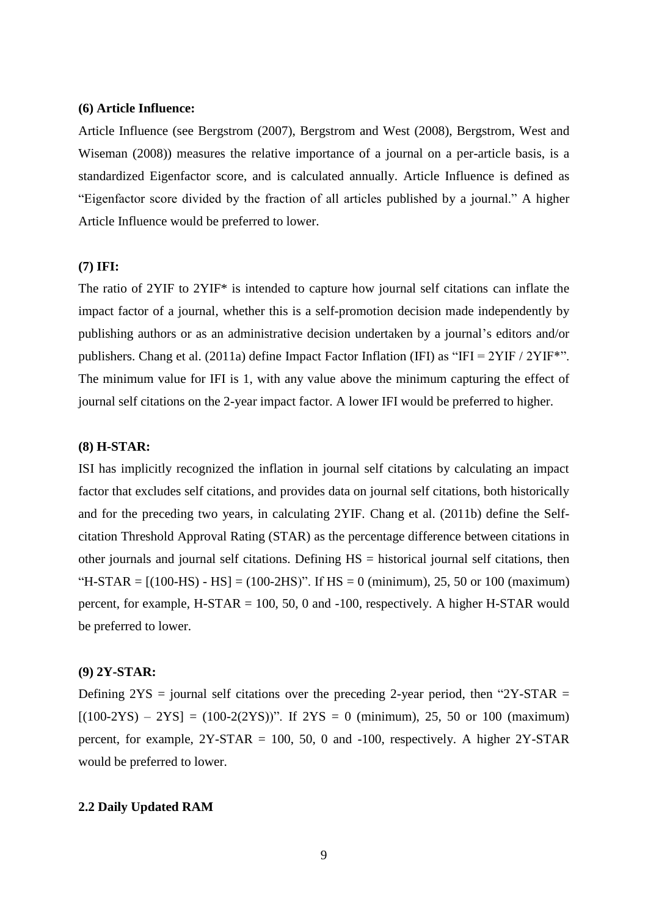**(6) Article Influence:**

Article Influence (see Bergstrom (2007), Bergstrom and West (2008), Bergstrom, West and Wiseman (2008)) measures the relative importance of a journal on a per-article basis, is a standardized Eigenfactor score, and is calculated annually. Article Influence is defined as "Eigenfactor score divided by the fraction of all articles published by a journal." A higher Article Influence would be preferred to lower.

**(7) IFI:**

The ratio of 2YIF to 2YIF* is intended to capture how journal self citations can inflate the impact factor of a journal, whether this is a self-promotion decision made independently by publishing authors or as an administrative decision undertaken by a journal's editors and/or publishers. Chang et al. (2011a) define Impact Factor Inflation (IFI) as "IFI = 2YIF / 2YIF*". The minimum value for IFI is 1, with any value above the minimum capturing the effect of journal self citations on the 2-year impact factor. A lower IFI would be preferred to higher.

**(8) H-STAR:**

ISI has implicitly recognized the inflation in journal self citations by calculating an impact factor that excludes self citations, and provides data on journal self citations, both historically and for the preceding two years, in calculating 2YIF. Chang et al. (2011b) define the Self-citation Threshold Approval Rating (STAR) as the percentage difference between citations in other journals and journal self citations. Defining HS = historical journal self citations, then "H-STAR = [(100-HS) - HS] = (100-2HS)". If HS = 0 (minimum), 25, 50 or 100 (maximum) percent, for example, H-STAR = 100, 50, 0 and -100, respectively. A higher H-STAR would be preferred to lower.

**(9) 2Y-STAR:**

Defining 2YS = journal self citations over the preceding 2-year period, then "2Y-STAR = [(100-2YS) – 2YS] = (100-2(2YS))". If 2YS = 0 (minimum), 25, 50 or 100 (maximum) percent, for example, 2Y-STAR = 100, 50, 0 and -100, respectively. A higher 2Y-STAR would be preferred to lower.

### 2.2 Daily Updated RAM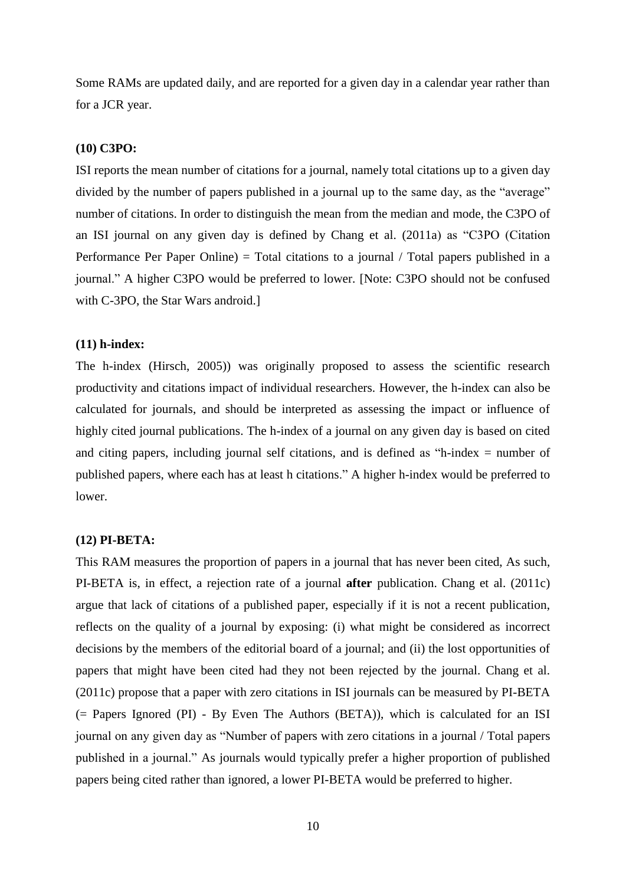Some RAMs are updated daily, and are reported for a given day in a calendar year rather than for a JCR year.

**(10) C3PO:**

ISI reports the mean number of citations for a journal, namely total citations up to a given day divided by the number of papers published in a journal up to the same day, as the "average" number of citations. In order to distinguish the mean from the median and mode, the C3PO of an ISI journal on any given day is defined by Chang et al. (2011a) as "C3PO (Citation Performance Per Paper Online) = Total citations to a journal / Total papers published in a journal." A higher C3PO would be preferred to lower. [Note: C3PO should not be confused with C-3PO, the Star Wars android.]

**(11) h-index:**

The h-index (Hirsch, 2005)) was originally proposed to assess the scientific research productivity and citations impact of individual researchers. However, the h-index can also be calculated for journals, and should be interpreted as assessing the impact or influence of highly cited journal publications. The h-index of a journal on any given day is based on cited and citing papers, including journal self citations, and is defined as "h-index = number of published papers, where each has at least h citations." A higher h-index would be preferred to lower.

**(12) PI-BETA:**

This RAM measures the proportion of papers in a journal that has never been cited, As such, PI-BETA is, in effect, a rejection rate of a journal **after** publication. Chang et al. (2011c) argue that lack of citations of a published paper, especially if it is not a recent publication, reflects on the quality of a journal by exposing: (i) what might be considered as incorrect decisions by the members of the editorial board of a journal; and (ii) the lost opportunities of papers that might have been cited had they not been rejected by the journal. Chang et al. (2011c) propose that a paper with zero citations in ISI journals can be measured by PI-BETA (= Papers Ignored (PI) - By Even The Authors (BETA)), which is calculated for an ISI journal on any given day as "Number of papers with zero citations in a journal / Total papers published in a journal." As journals would typically prefer a higher proportion of published papers being cited rather than ignored, a lower PI-BETA would be preferred to higher.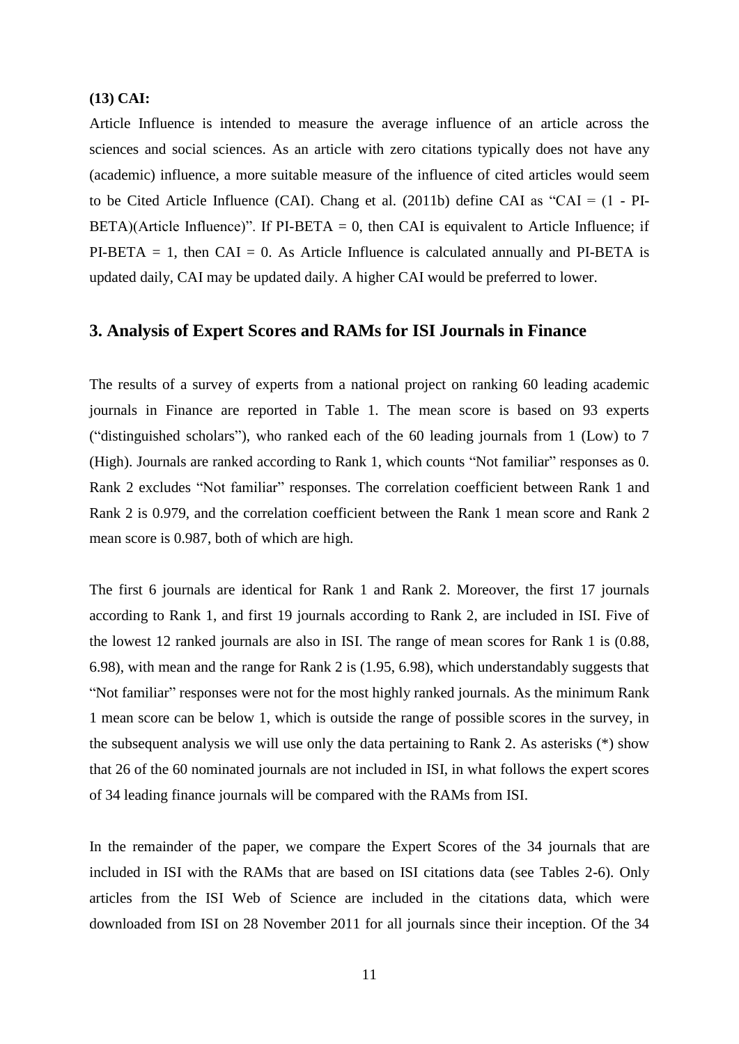**(13) CAI:**

Article Influence is intended to measure the average influence of an article across the sciences and social sciences. As an article with zero citations typically does not have any (academic) influence, a more suitable measure of the influence of cited articles would seem to be Cited Article Influence (CAI). Chang et al. (2011b) define CAI as "CAI = (1 - PI-BETA)(Article Influence)". If PI-BETA = 0, then CAI is equivalent to Article Influence; if PI-BETA = 1, then CAI = 0. As Article Influence is calculated annually and PI-BETA is updated daily, CAI may be updated daily. A higher CAI would be preferred to lower.

## 3. Analysis of Expert Scores and RAMs for ISI Journals in Finance

The results of a survey of experts from a national project on ranking 60 leading academic journals in Finance are reported in Table 1. The mean score is based on 93 experts ("distinguished scholars"), who ranked each of the 60 leading journals from 1 (Low) to 7 (High). Journals are ranked according to Rank 1, which counts "Not familiar" responses as 0. Rank 2 excludes "Not familiar" responses. The correlation coefficient between Rank 1 and Rank 2 is 0.979, and the correlation coefficient between the Rank 1 mean score and Rank 2 mean score is 0.987, both of which are high.

The first 6 journals are identical for Rank 1 and Rank 2. Moreover, the first 17 journals according to Rank 1, and first 19 journals according to Rank 2, are included in ISI. Five of the lowest 12 ranked journals are also in ISI. The range of mean scores for Rank 1 is (0.88, 6.98), with mean and the range for Rank 2 is (1.95, 6.98), which understandably suggests that "Not familiar" responses were not for the most highly ranked journals. As the minimum Rank 1 mean score can be below 1, which is outside the range of possible scores in the survey, in the subsequent analysis we will use only the data pertaining to Rank 2. As asterisks (*) show that 26 of the 60 nominated journals are not included in ISI, in what follows the expert scores of 34 leading finance journals will be compared with the RAMs from ISI.

In the remainder of the paper, we compare the Expert Scores of the 34 journals that are included in ISI with the RAMs that are based on ISI citations data (see Tables 2-6). Only articles from the ISI Web of Science are included in the citations data, which were downloaded from ISI on 28 November 2011 for all journals since their inception. Of the 34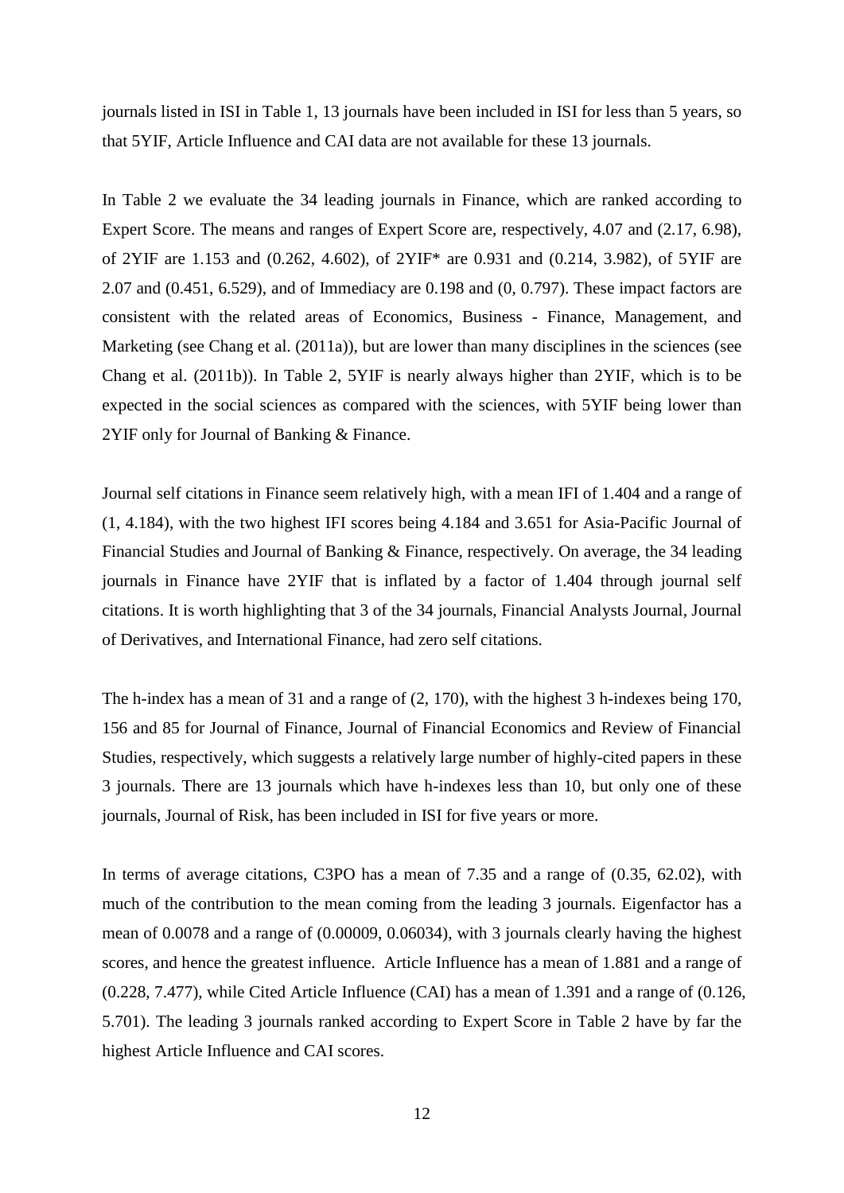journals listed in ISI in Table 1, 13 journals have been included in ISI for less than 5 years, so that 5YIF, Article Influence and CAI data are not available for these 13 journals.

In Table 2 we evaluate the 34 leading journals in Finance, which are ranked according to Expert Score. The means and ranges of Expert Score are, respectively, 4.07 and (2.17, 6.98), of 2YIF are 1.153 and (0.262, 4.602), of 2YIF* are 0.931 and (0.214, 3.982), of 5YIF are 2.07 and (0.451, 6.529), and of Immediacy are 0.198 and (0, 0.797). These impact factors are consistent with the related areas of Economics, Business - Finance, Management, and Marketing (see Chang et al. (2011a)), but are lower than many disciplines in the sciences (see Chang et al. (2011b)). In Table 2, 5YIF is nearly always higher than 2YIF, which is to be expected in the social sciences as compared with the sciences, with 5YIF being lower than 2YIF only for Journal of Banking & Finance.

Journal self citations in Finance seem relatively high, with a mean IFI of 1.404 and a range of (1, 4.184), with the two highest IFI scores being 4.184 and 3.651 for Asia-Pacific Journal of Financial Studies and Journal of Banking & Finance, respectively. On average, the 34 leading journals in Finance have 2YIF that is inflated by a factor of 1.404 through journal self citations. It is worth highlighting that 3 of the 34 journals, Financial Analysts Journal, Journal of Derivatives, and International Finance, had zero self citations.

The h-index has a mean of 31 and a range of (2, 170), with the highest 3 h-indexes being 170, 156 and 85 for Journal of Finance, Journal of Financial Economics and Review of Financial Studies, respectively, which suggests a relatively large number of highly-cited papers in these 3 journals. There are 13 journals which have h-indexes less than 10, but only one of these journals, Journal of Risk, has been included in ISI for five years or more.

In terms of average citations, C3PO has a mean of 7.35 and a range of (0.35, 62.02), with much of the contribution to the mean coming from the leading 3 journals. Eigenfactor has a mean of 0.0078 and a range of (0.00009, 0.06034), with 3 journals clearly having the highest scores, and hence the greatest influence. Article Influence has a mean of 1.881 and a range of (0.228, 7.477), while Cited Article Influence (CAI) has a mean of 1.391 and a range of (0.126, 5.701). The leading 3 journals ranked according to Expert Score in Table 2 have by far the highest Article Influence and CAI scores.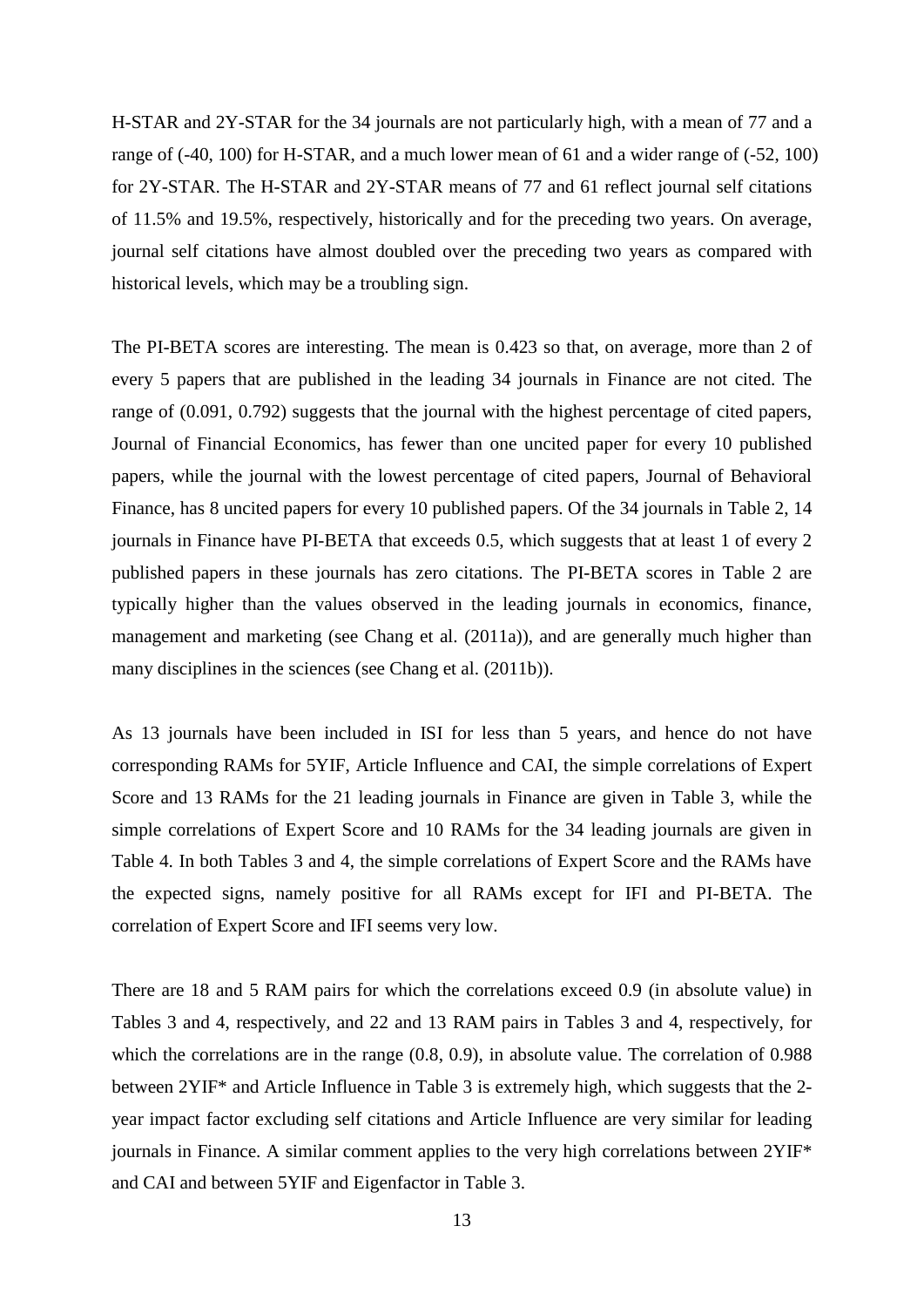H-STAR and 2Y-STAR for the 34 journals are not particularly high, with a mean of 77 and a range of (-40, 100) for H-STAR, and a much lower mean of 61 and a wider range of (-52, 100) for 2Y-STAR. The H-STAR and 2Y-STAR means of 77 and 61 reflect journal self citations of 11.5% and 19.5%, respectively, historically and for the preceding two years. On average, journal self citations have almost doubled over the preceding two years as compared with historical levels, which may be a troubling sign.

The PI-BETA scores are interesting. The mean is 0.423 so that, on average, more than 2 of every 5 papers that are published in the leading 34 journals in Finance are not cited. The range of (0.091, 0.792) suggests that the journal with the highest percentage of cited papers, Journal of Financial Economics, has fewer than one uncited paper for every 10 published papers, while the journal with the lowest percentage of cited papers, Journal of Behavioral Finance, has 8 uncited papers for every 10 published papers. Of the 34 journals in Table 2, 14 journals in Finance have PI-BETA that exceeds 0.5, which suggests that at least 1 of every 2 published papers in these journals has zero citations. The PI-BETA scores in Table 2 are typically higher than the values observed in the leading journals in economics, finance, management and marketing (see Chang et al. (2011a)), and are generally much higher than many disciplines in the sciences (see Chang et al. (2011b)).

As 13 journals have been included in ISI for less than 5 years, and hence do not have corresponding RAMs for 5YIF, Article Influence and CAI, the simple correlations of Expert Score and 13 RAMs for the 21 leading journals in Finance are given in Table 3, while the simple correlations of Expert Score and 10 RAMs for the 34 leading journals are given in Table 4. In both Tables 3 and 4, the simple correlations of Expert Score and the RAMs have the expected signs, namely positive for all RAMs except for IFI and PI-BETA. The correlation of Expert Score and IFI seems very low.

There are 18 and 5 RAM pairs for which the correlations exceed 0.9 (in absolute value) in Tables 3 and 4, respectively, and 22 and 13 RAM pairs in Tables 3 and 4, respectively, for which the correlations are in the range (0.8, 0.9), in absolute value. The correlation of 0.988 between 2YIF* and Article Influence in Table 3 is extremely high, which suggests that the 2-year impact factor excluding self citations and Article Influence are very similar for leading journals in Finance. A similar comment applies to the very high correlations between 2YIF* and CAI and between 5YIF and Eigenfactor in Table 3.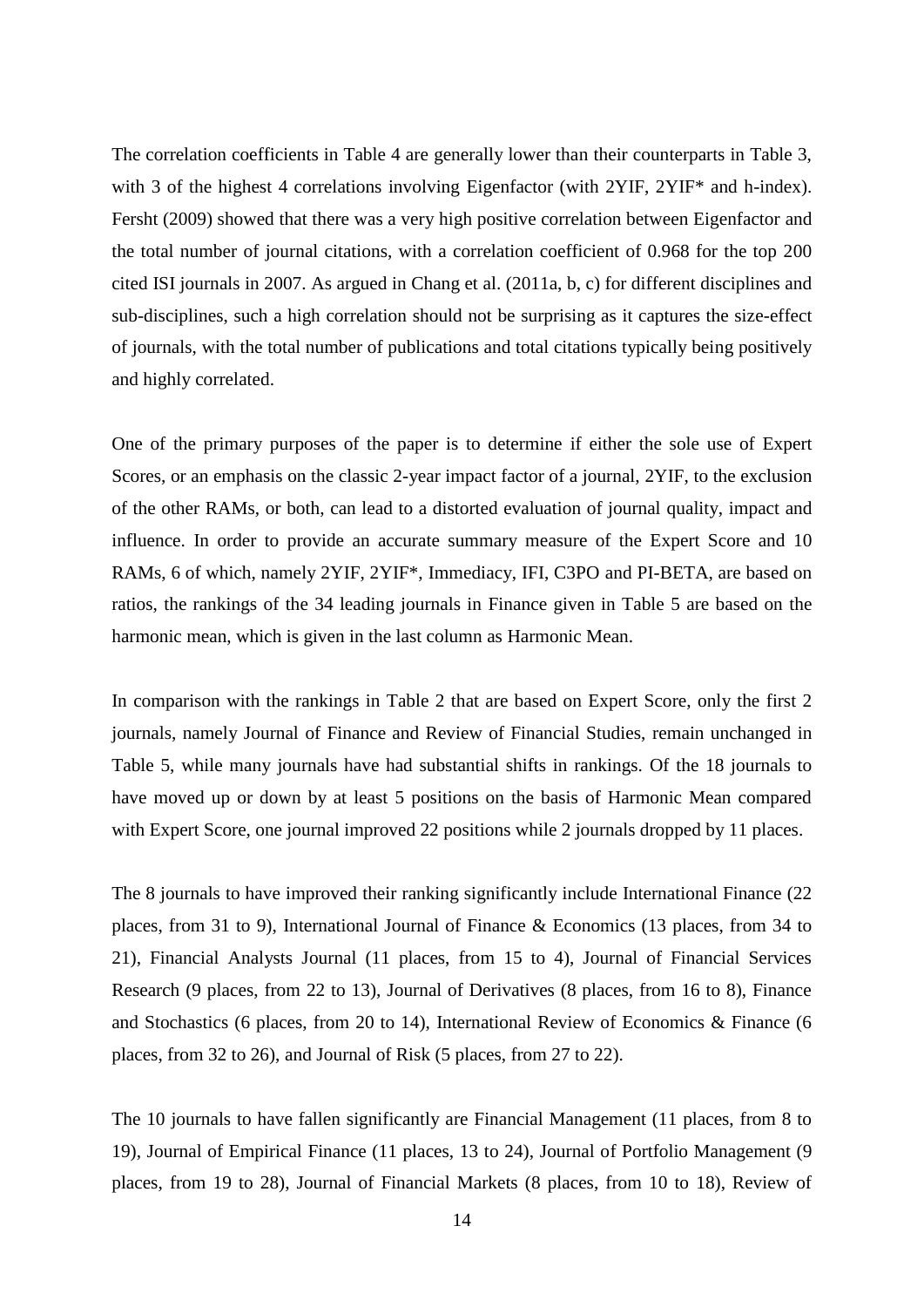The correlation coefficients in Table 4 are generally lower than their counterparts in Table 3, with 3 of the highest 4 correlations involving Eigenfactor (with 2YIF, 2YIF* and h-index). Fersht (2009) showed that there was a very high positive correlation between Eigenfactor and the total number of journal citations, with a correlation coefficient of 0.968 for the top 200 cited ISI journals in 2007. As argued in Chang et al. (2011a, b, c) for different disciplines and sub-disciplines, such a high correlation should not be surprising as it captures the size-effect of journals, with the total number of publications and total citations typically being positively and highly correlated.

One of the primary purposes of the paper is to determine if either the sole use of Expert Scores, or an emphasis on the classic 2-year impact factor of a journal, 2YIF, to the exclusion of the other RAMs, or both, can lead to a distorted evaluation of journal quality, impact and influence. In order to provide an accurate summary measure of the Expert Score and 10 RAMs, 6 of which, namely 2YIF, 2YIF*, Immediacy, IFI, C3PO and PI-BETA, are based on ratios, the rankings of the 34 leading journals in Finance given in Table 5 are based on the harmonic mean, which is given in the last column as Harmonic Mean.

In comparison with the rankings in Table 2 that are based on Expert Score, only the first 2 journals, namely Journal of Finance and Review of Financial Studies, remain unchanged in Table 5, while many journals have had substantial shifts in rankings. Of the 18 journals to have moved up or down by at least 5 positions on the basis of Harmonic Mean compared with Expert Score, one journal improved 22 positions while 2 journals dropped by 11 places.

The 8 journals to have improved their ranking significantly include International Finance (22 places, from 31 to 9), International Journal of Finance & Economics (13 places, from 34 to 21), Financial Analysts Journal (11 places, from 15 to 4), Journal of Financial Services Research (9 places, from 22 to 13), Journal of Derivatives (8 places, from 16 to 8), Finance and Stochastics (6 places, from 20 to 14), International Review of Economics & Finance (6 places, from 32 to 26), and Journal of Risk (5 places, from 27 to 22).

The 10 journals to have fallen significantly are Financial Management (11 places, from 8 to 19), Journal of Empirical Finance (11 places, 13 to 24), Journal of Portfolio Management (9 places, from 19 to 28), Journal of Financial Markets (8 places, from 10 to 18), Review of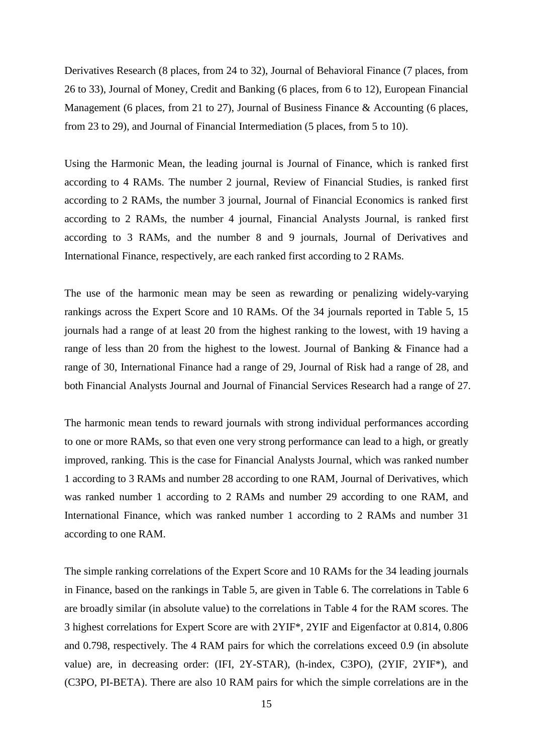Derivatives Research (8 places, from 24 to 32), Journal of Behavioral Finance (7 places, from 26 to 33), Journal of Money, Credit and Banking (6 places, from 6 to 12), European Financial Management (6 places, from 21 to 27), Journal of Business Finance & Accounting (6 places, from 23 to 29), and Journal of Financial Intermediation (5 places, from 5 to 10).

Using the Harmonic Mean, the leading journal is Journal of Finance, which is ranked first according to 4 RAMs. The number 2 journal, Review of Financial Studies, is ranked first according to 2 RAMs, the number 3 journal, Journal of Financial Economics is ranked first according to 2 RAMs, the number 4 journal, Financial Analysts Journal, is ranked first according to 3 RAMs, and the number 8 and 9 journals, Journal of Derivatives and International Finance, respectively, are each ranked first according to 2 RAMs.

The use of the harmonic mean may be seen as rewarding or penalizing widely-varying rankings across the Expert Score and 10 RAMs. Of the 34 journals reported in Table 5, 15 journals had a range of at least 20 from the highest ranking to the lowest, with 19 having a range of less than 20 from the highest to the lowest. Journal of Banking & Finance had a range of 30, International Finance had a range of 29, Journal of Risk had a range of 28, and both Financial Analysts Journal and Journal of Financial Services Research had a range of 27.

The harmonic mean tends to reward journals with strong individual performances according to one or more RAMs, so that even one very strong performance can lead to a high, or greatly improved, ranking. This is the case for Financial Analysts Journal, which was ranked number 1 according to 3 RAMs and number 28 according to one RAM, Journal of Derivatives, which was ranked number 1 according to 2 RAMs and number 29 according to one RAM, and International Finance, which was ranked number 1 according to 2 RAMs and number 31 according to one RAM.

The simple ranking correlations of the Expert Score and 10 RAMs for the 34 leading journals in Finance, based on the rankings in Table 5, are given in Table 6. The correlations in Table 6 are broadly similar (in absolute value) to the correlations in Table 4 for the RAM scores. The 3 highest correlations for Expert Score are with 2YIF*, 2YIF and Eigenfactor at 0.814, 0.806 and 0.798, respectively. The 4 RAM pairs for which the correlations exceed 0.9 (in absolute value) are, in decreasing order: (IFI, 2Y-STAR), (h-index, C3PO), (2YIF, 2YIF*), and (C3PO, PI-BETA). There are also 10 RAM pairs for which the simple correlations are in the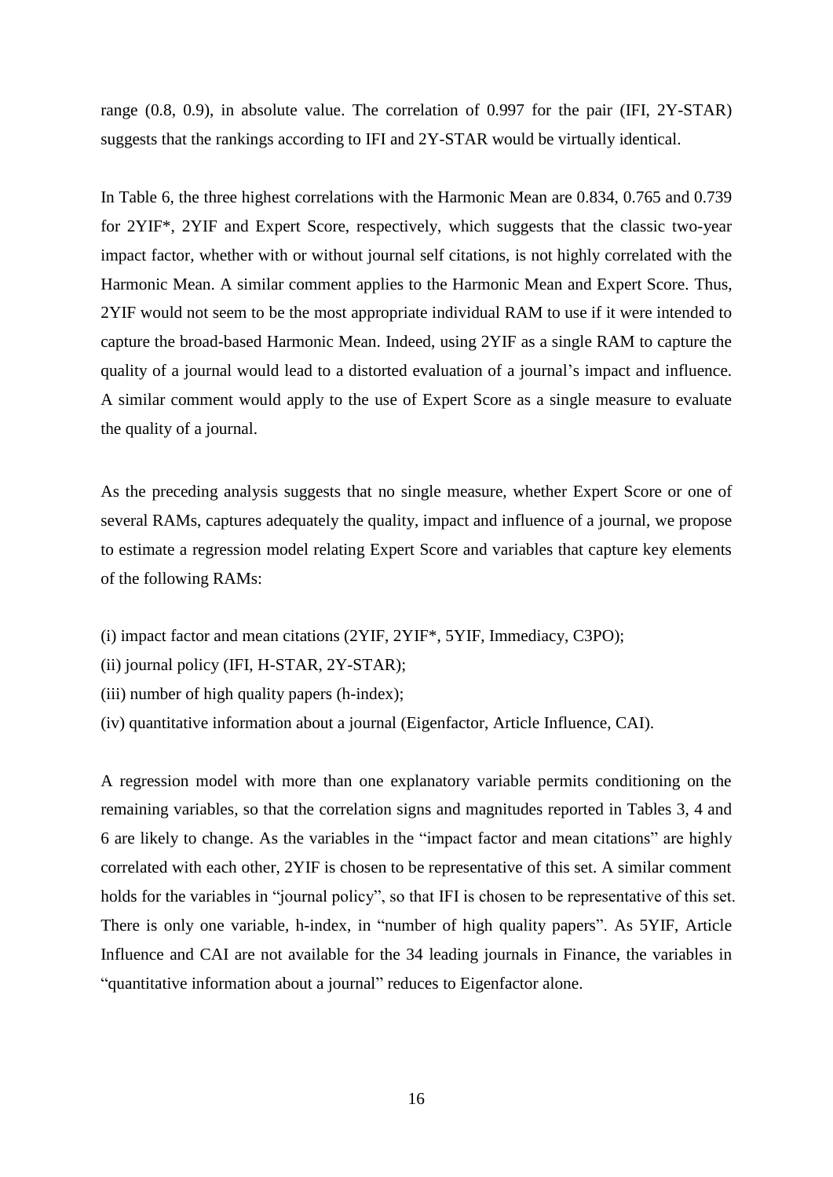range (0.8, 0.9), in absolute value. The correlation of 0.997 for the pair (IFI, 2Y-STAR) suggests that the rankings according to IFI and 2Y-STAR would be virtually identical.

In Table 6, the three highest correlations with the Harmonic Mean are 0.834, 0.765 and 0.739 for 2YIF*, 2YIF and Expert Score, respectively, which suggests that the classic two-year impact factor, whether with or without journal self citations, is not highly correlated with the Harmonic Mean. A similar comment applies to the Harmonic Mean and Expert Score. Thus, 2YIF would not seem to be the most appropriate individual RAM to use if it were intended to capture the broad-based Harmonic Mean. Indeed, using 2YIF as a single RAM to capture the quality of a journal would lead to a distorted evaluation of a journal's impact and influence. A similar comment would apply to the use of Expert Score as a single measure to evaluate the quality of a journal.

As the preceding analysis suggests that no single measure, whether Expert Score or one of several RAMs, captures adequately the quality, impact and influence of a journal, we propose to estimate a regression model relating Expert Score and variables that capture key elements of the following RAMs:

(i) impact factor and mean citations (2YIF, 2YIF*, 5YIF, Immediacy, C3PO);
(ii) journal policy (IFI, H-STAR, 2Y-STAR);
(iii) number of high quality papers (h-index);
(iv) quantitative information about a journal (Eigenfactor, Article Influence, CAI).

A regression model with more than one explanatory variable permits conditioning on the remaining variables, so that the correlation signs and magnitudes reported in Tables 3, 4 and 6 are likely to change. As the variables in the "impact factor and mean citations" are highly correlated with each other, 2YIF is chosen to be representative of this set. A similar comment holds for the variables in "journal policy", so that IFI is chosen to be representative of this set. There is only one variable, h-index, in "number of high quality papers". As 5YIF, Article Influence and CAI are not available for the 34 leading journals in Finance, the variables in "quantitative information about a journal" reduces to Eigenfactor alone.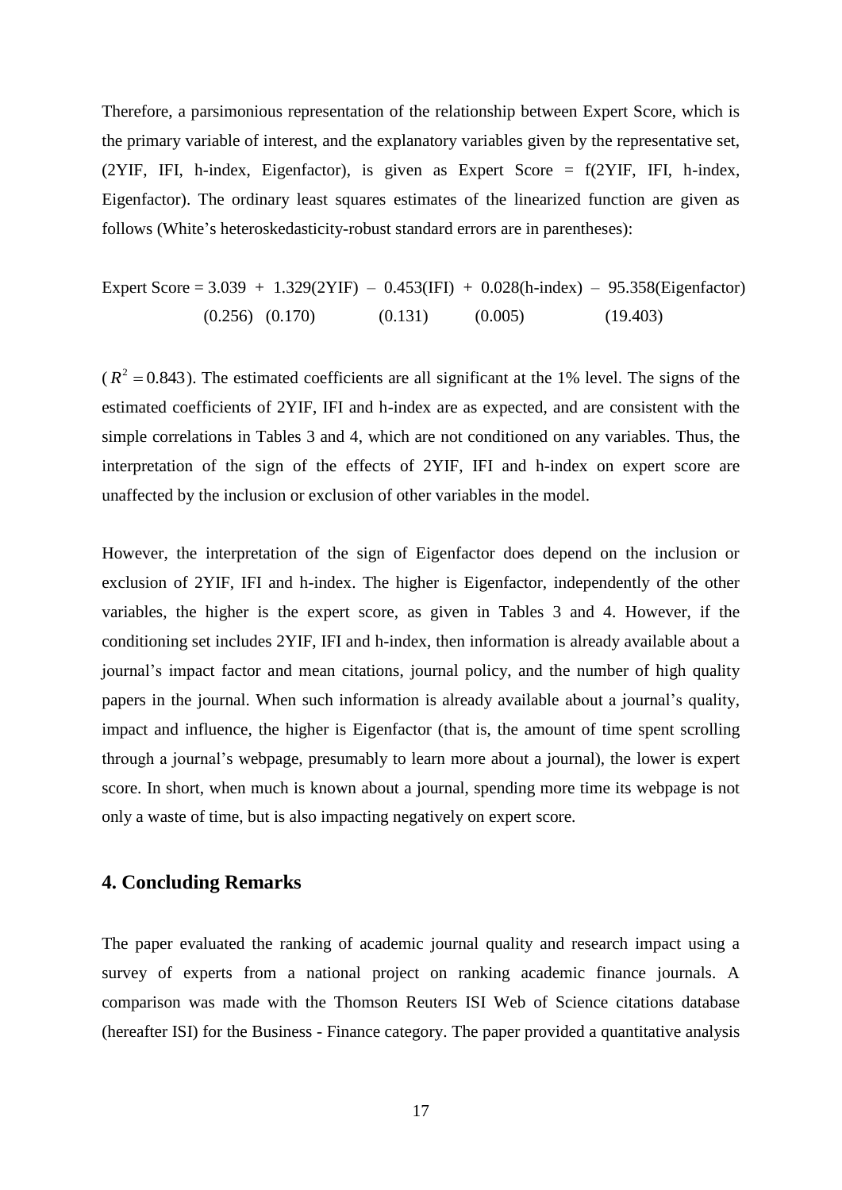Therefore, a parsimonious representation of the relationship between Expert Score, which is the primary variable of interest, and the explanatory variables given by the representative set, (2YIF, IFI, h-index, Eigenfactor), is given as Expert Score = f(2YIF, IFI, h-index, Eigenfactor). The ordinary least squares estimates of the linearized function are given as follows (White's heteroskedasticity-robust standard errors are in parentheses):

$$
\begin{aligned}
\text{Expert Score} = \underset{(0.256)}{3.039} + \underset{(0.170)}{1.329}(\text{2YIF}) - \underset{(0.131)}{0.453}(\text{IFI}) + \underset{(0.005)}{0.028}(\text{h-index}) - \underset{(19.403)}{95.358}(\text{Eigenfactor})
\end{aligned}
$$

($R^2 = 0.843$). The estimated coefficients are all significant at the 1% level. The signs of the estimated coefficients of 2YIF, IFI and h-index are as expected, and are consistent with the simple correlations in Tables 3 and 4, which are not conditioned on any variables. Thus, the interpretation of the sign of the effects of 2YIF, IFI and h-index on expert score are unaffected by the inclusion or exclusion of other variables in the model.

However, the interpretation of the sign of Eigenfactor does depend on the inclusion or exclusion of 2YIF, IFI and h-index. The higher is Eigenfactor, independently of the other variables, the higher is the expert score, as given in Tables 3 and 4. However, if the conditioning set includes 2YIF, IFI and h-index, then information is already available about a journal's impact factor and mean citations, journal policy, and the number of high quality papers in the journal. When such information is already available about a journal's quality, impact and influence, the higher is Eigenfactor (that is, the amount of time spent scrolling through a journal's webpage, presumably to learn more about a journal), the lower is expert score. In short, when much is known about a journal, spending more time its webpage is not only a waste of time, but is also impacting negatively on expert score.

## 4. Concluding Remarks

The paper evaluated the ranking of academic journal quality and research impact using a survey of experts from a national project on ranking academic finance journals. A comparison was made with the Thomson Reuters ISI Web of Science citations database (hereafter ISI) for the Business - Finance category. The paper provided a quantitative analysis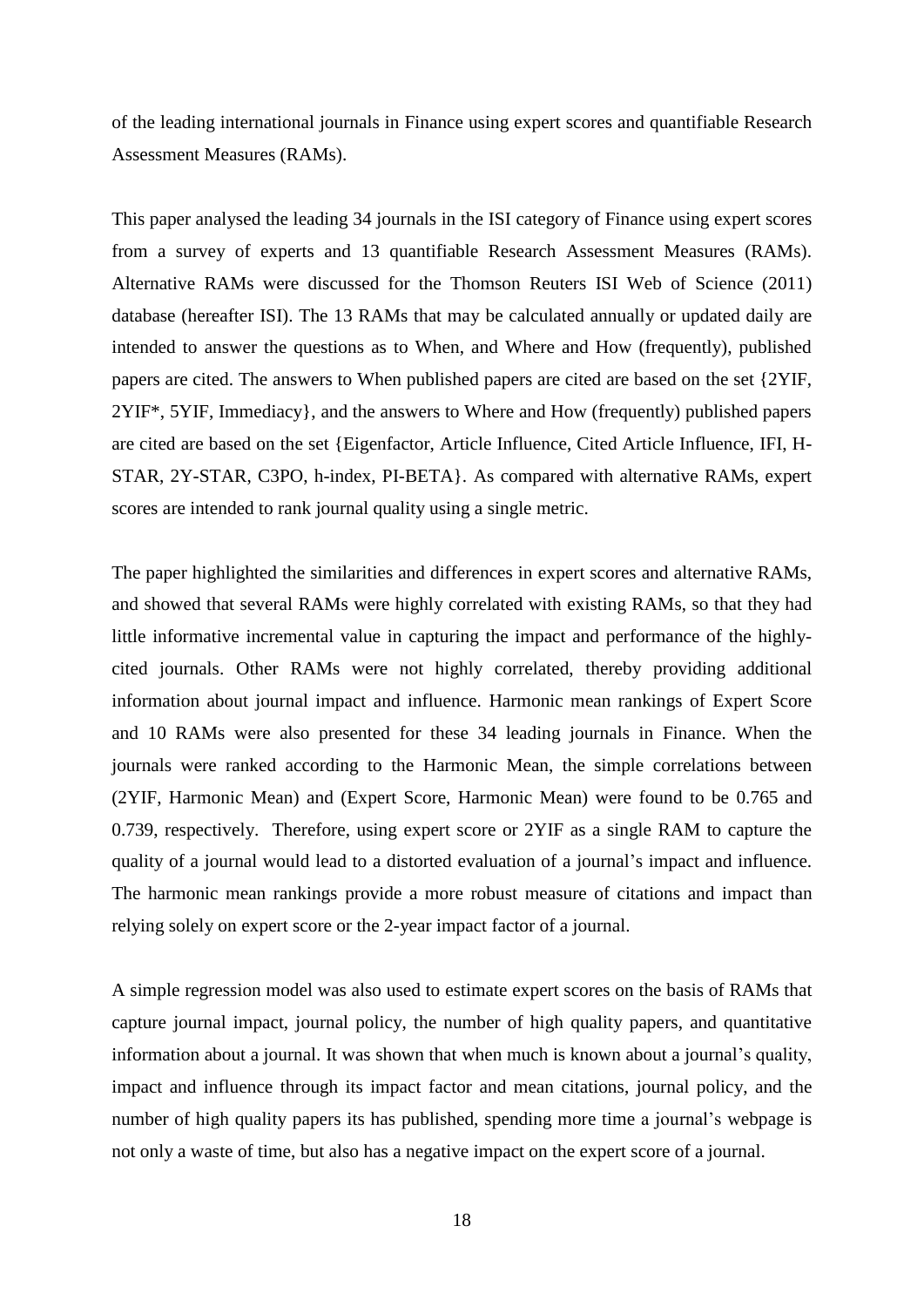of the leading international journals in Finance using expert scores and quantifiable Research Assessment Measures (RAMs).

This paper analysed the leading 34 journals in the ISI category of Finance using expert scores from a survey of experts and 13 quantifiable Research Assessment Measures (RAMs). Alternative RAMs were discussed for the Thomson Reuters ISI Web of Science (2011) database (hereafter ISI). The 13 RAMs that may be calculated annually or updated daily are intended to answer the questions as to When, and Where and How (frequently), published papers are cited. The answers to When published papers are cited are based on the set {2YIF, 2YIF*, 5YIF, Immediacy}, and the answers to Where and How (frequently) published papers are cited are based on the set {Eigenfactor, Article Influence, Cited Article Influence, IFI, H-STAR, 2Y-STAR, C3PO, h-index, PI-BETA}. As compared with alternative RAMs, expert scores are intended to rank journal quality using a single metric.

The paper highlighted the similarities and differences in expert scores and alternative RAMs, and showed that several RAMs were highly correlated with existing RAMs, so that they had little informative incremental value in capturing the impact and performance of the highly-cited journals. Other RAMs were not highly correlated, thereby providing additional information about journal impact and influence. Harmonic mean rankings of Expert Score and 10 RAMs were also presented for these 34 leading journals in Finance. When the journals were ranked according to the Harmonic Mean, the simple correlations between (2YIF, Harmonic Mean) and (Expert Score, Harmonic Mean) were found to be 0.765 and 0.739, respectively. Therefore, using expert score or 2YIF as a single RAM to capture the quality of a journal would lead to a distorted evaluation of a journal's impact and influence. The harmonic mean rankings provide a more robust measure of citations and impact than relying solely on expert score or the 2-year impact factor of a journal.

A simple regression model was also used to estimate expert scores on the basis of RAMs that capture journal impact, journal policy, the number of high quality papers, and quantitative information about a journal. It was shown that when much is known about a journal's quality, impact and influence through its impact factor and mean citations, journal policy, and the number of high quality papers its has published, spending more time a journal's webpage is not only a waste of time, but also has a negative impact on the expert score of a journal.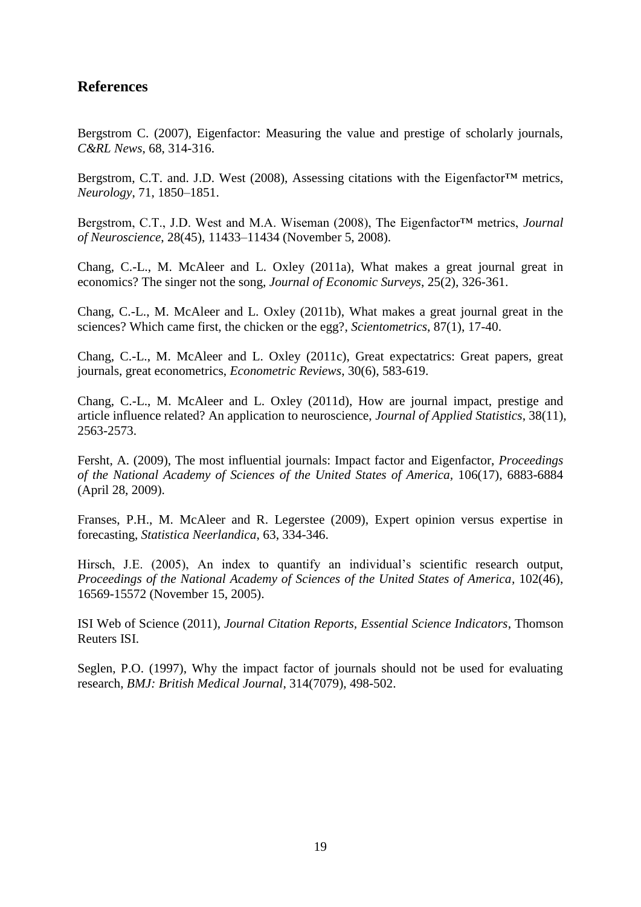## References

Bergstrom C. (2007), Eigenfactor: Measuring the value and prestige of scholarly journals, *C&RL News*, 68, 314-316.

Bergstrom, C.T. and. J.D. West (2008), Assessing citations with the Eigenfactor™ metrics, *Neurology*, 71, 1850–1851.

Bergstrom, C.T., J.D. West and M.A. Wiseman (2008), The Eigenfactor™ metrics, *Journal of Neuroscience*, 28(45), 11433–11434 (November 5, 2008).

Chang, C.-L., M. McAleer and L. Oxley (2011a), What makes a great journal great in economics? The singer not the song, *Journal of Economic Surveys*, 25(2), 326-361.

Chang, C.-L., M. McAleer and L. Oxley (2011b), What makes a great journal great in the sciences? Which came first, the chicken or the egg?, *Scientometrics*, 87(1), 17-40.

Chang, C.-L., M. McAleer and L. Oxley (2011c), Great expectatrics: Great papers, great journals, great econometrics, *Econometric Reviews*, 30(6), 583-619.

Chang, C.-L., M. McAleer and L. Oxley (2011d), How are journal impact, prestige and article influence related? An application to neuroscience, *Journal of Applied Statistics*, 38(11), 2563-2573.

Fersht, A. (2009), The most influential journals: Impact factor and Eigenfactor, *Proceedings of the National Academy of Sciences of the United States of America*, 106(17), 6883-6884 (April 28, 2009).

Franses, P.H., M. McAleer and R. Legerstee (2009), Expert opinion versus expertise in forecasting, *Statistica Neerlandica*, 63, 334-346.

Hirsch, J.E. (2005), An index to quantify an individual's scientific research output, *Proceedings of the National Academy of Sciences of the United States of America*, 102(46), 16569-15572 (November 15, 2005).

ISI Web of Science (2011), *Journal Citation Reports*, *Essential Science Indicators*, Thomson Reuters ISI.

Seglen, P.O. (1997), Why the impact factor of journals should not be used for evaluating research, *BMJ: British Medical Journal*, 314(7079), 498-502.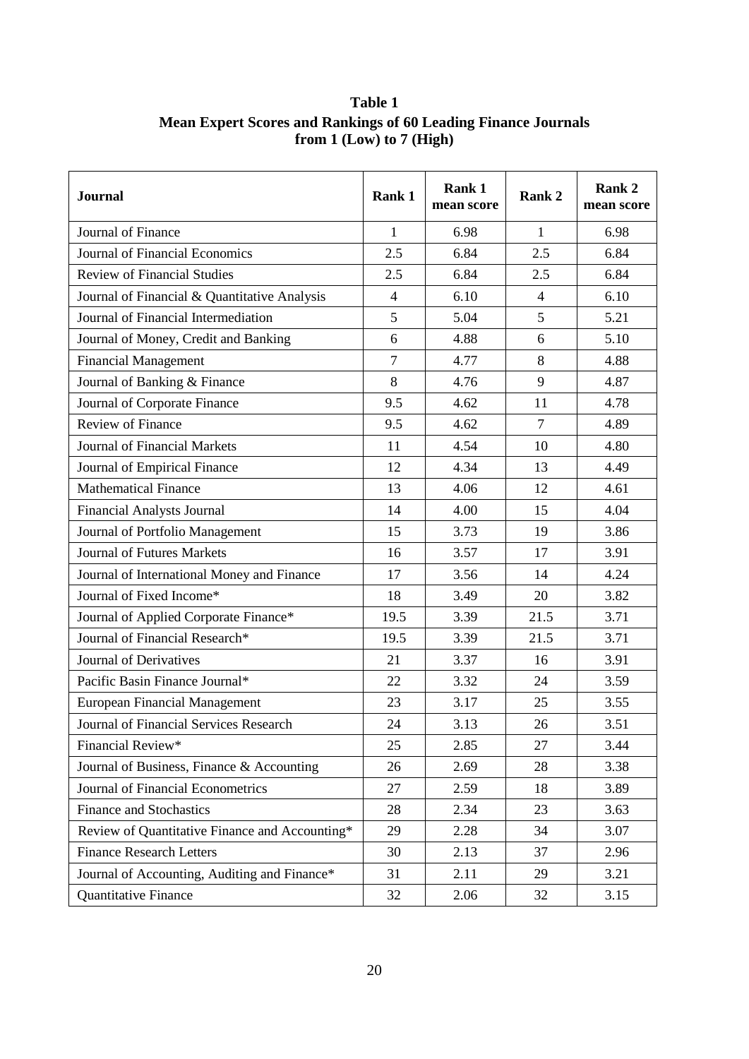**Table 1**
**Mean Expert Scores and Rankings of 60 Leading Finance Journals from 1 (Low) to 7 (High)**

| Journal | Rank 1 | Rank 1 mean score | Rank 2 | Rank 2 mean score |
|---|---|---|---|---|
| Journal of Finance | 1 | 6.98 | 1 | 6.98 |
| Journal of Financial Economics | 2.5 | 6.84 | 2.5 | 6.84 |
| Review of Financial Studies | 2.5 | 6.84 | 2.5 | 6.84 |
| Journal of Financial & Quantitative Analysis | 4 | 6.10 | 4 | 6.10 |
| Journal of Financial Intermediation | 5 | 5.04 | 5 | 5.21 |
| Journal of Money, Credit and Banking | 6 | 4.88 | 6 | 5.10 |
| Financial Management | 7 | 4.77 | 8 | 4.88 |
| Journal of Banking & Finance | 8 | 4.76 | 9 | 4.87 |
| Journal of Corporate Finance | 9.5 | 4.62 | 11 | 4.78 |
| Review of Finance | 9.5 | 4.62 | 7 | 4.89 |
| Journal of Financial Markets | 11 | 4.54 | 10 | 4.80 |
| Journal of Empirical Finance | 12 | 4.34 | 13 | 4.49 |
| Mathematical Finance | 13 | 4.06 | 12 | 4.61 |
| Financial Analysts Journal | 14 | 4.00 | 15 | 4.04 |
| Journal of Portfolio Management | 15 | 3.73 | 19 | 3.86 |
| Journal of Futures Markets | 16 | 3.57 | 17 | 3.91 |
| Journal of International Money and Finance | 17 | 3.56 | 14 | 4.24 |
| Journal of Fixed Income* | 18 | 3.49 | 20 | 3.82 |
| Journal of Applied Corporate Finance* | 19.5 | 3.39 | 21.5 | 3.71 |
| Journal of Financial Research* | 19.5 | 3.39 | 21.5 | 3.71 |
| Journal of Derivatives | 21 | 3.37 | 16 | 3.91 |
| Pacific Basin Finance Journal* | 22 | 3.32 | 24 | 3.59 |
| European Financial Management | 23 | 3.17 | 25 | 3.55 |
| Journal of Financial Services Research | 24 | 3.13 | 26 | 3.51 |
| Financial Review* | 25 | 2.85 | 27 | 3.44 |
| Journal of Business, Finance & Accounting | 26 | 2.69 | 28 | 3.38 |
| Journal of Financial Econometrics | 27 | 2.59 | 18 | 3.89 |
| Finance and Stochastics | 28 | 2.34 | 23 | 3.63 |
| Review of Quantitative Finance and Accounting* | 29 | 2.28 | 34 | 3.07 |
| Finance Research Letters | 30 | 2.13 | 37 | 2.96 |
| Journal of Accounting, Auditing and Finance* | 31 | 2.11 | 29 | 3.21 |
| Quantitative Finance | 32 | 2.06 | 32 | 3.15 |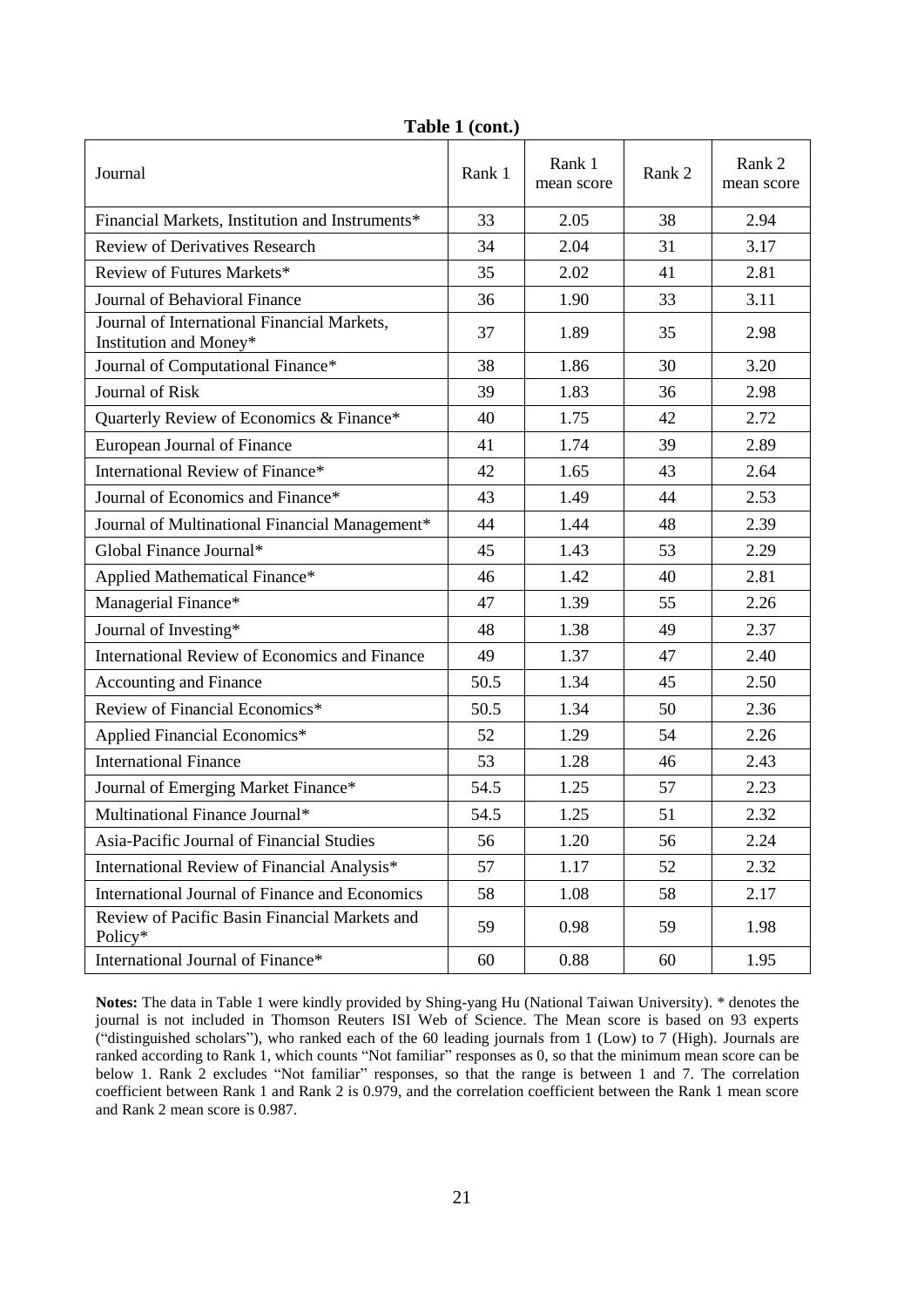**Table 1 (cont.)**

| Journal | Rank 1 | Rank 1 mean score | Rank 2 | Rank 2 mean score |
|---|---|---|---|---|
| Financial Markets, Institution and Instruments* | 33 | 2.05 | 38 | 2.94 |
| Review of Derivatives Research | 34 | 2.04 | 31 | 3.17 |
| Review of Futures Markets* | 35 | 2.02 | 41 | 2.81 |
| Journal of Behavioral Finance | 36 | 1.90 | 33 | 3.11 |
| Journal of International Financial Markets, Institution and Money* | 37 | 1.89 | 35 | 2.98 |
| Journal of Computational Finance* | 38 | 1.86 | 30 | 3.20 |
| Journal of Risk | 39 | 1.83 | 36 | 2.98 |
| Quarterly Review of Economics & Finance* | 40 | 1.75 | 42 | 2.72 |
| European Journal of Finance | 41 | 1.74 | 39 | 2.89 |
| International Review of Finance* | 42 | 1.65 | 43 | 2.64 |
| Journal of Economics and Finance* | 43 | 1.49 | 44 | 2.53 |
| Journal of Multinational Financial Management* | 44 | 1.44 | 48 | 2.39 |
| Global Finance Journal* | 45 | 1.43 | 53 | 2.29 |
| Applied Mathematical Finance* | 46 | 1.42 | 40 | 2.81 |
| Managerial Finance* | 47 | 1.39 | 55 | 2.26 |
| Journal of Investing* | 48 | 1.38 | 49 | 2.37 |
| International Review of Economics and Finance | 49 | 1.37 | 47 | 2.40 |
| Accounting and Finance | 50.5 | 1.34 | 45 | 2.50 |
| Review of Financial Economics* | 50.5 | 1.34 | 50 | 2.36 |
| Applied Financial Economics* | 52 | 1.29 | 54 | 2.26 |
| International Finance | 53 | 1.28 | 46 | 2.43 |
| Journal of Emerging Market Finance* | 54.5 | 1.25 | 57 | 2.23 |
| Multinational Finance Journal* | 54.5 | 1.25 | 51 | 2.32 |
| Asia-Pacific Journal of Financial Studies | 56 | 1.20 | 56 | 2.24 |
| International Review of Financial Analysis* | 57 | 1.17 | 52 | 2.32 |
| International Journal of Finance and Economics | 58 | 1.08 | 58 | 2.17 |
| Review of Pacific Basin Financial Markets and Policy* | 59 | 0.98 | 59 | 1.98 |
| International Journal of Finance* | 60 | 0.88 | 60 | 1.95 |

**Notes:** The data in Table 1 were kindly provided by Shing-yang Hu (National Taiwan University). * denotes the journal is not included in Thomson Reuters ISI Web of Science. The Mean score is based on 93 experts ("distinguished scholars"), who ranked each of the 60 leading journals from 1 (Low) to 7 (High). Journals are ranked according to Rank 1, which counts "Not familiar" responses as 0, so that the minimum mean score can be below 1. Rank 2 excludes "Not familiar" responses, so that the range is between 1 and 7. The correlation coefficient between Rank 1 and Rank 2 is 0.979, and the correlation coefficient between the Rank 1 mean score and Rank 2 mean score is 0.987.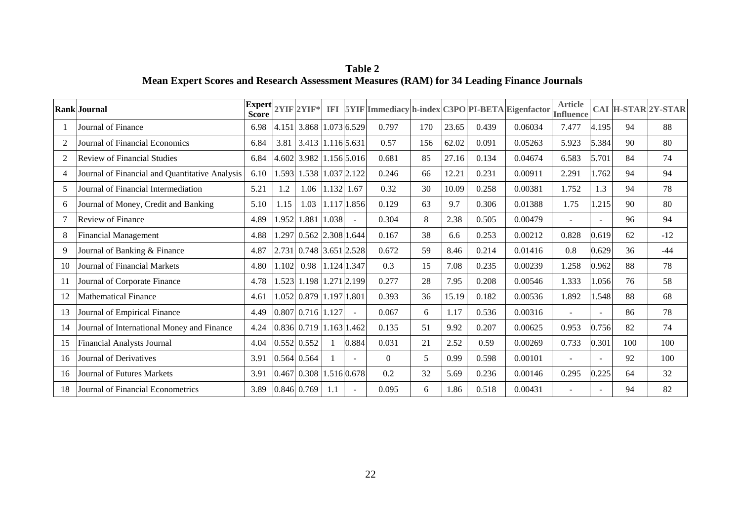**Table 2**
**Mean Expert Scores and Research Assessment Measures (RAM) for 34 Leading Finance Journals**

| Rank | Journal | Expert Score | 2YIF | 2YIF* | IFI | 5YIF | Immediacy | h-index | C3PO | PI-BETA | Eigenfactor | Article Influence | CAI | H-STAR | 2Y-STAR |
|---|---|---|---|---|---|---|---|---|---|---|---|---|---|---|---|
| 1 | Journal of Finance | 6.98 | 4.151 | 3.868 | 1.073 | 6.529 | 0.797 | 170 | 23.65 | 0.439 | 0.06034 | 7.477 | 4.195 | 94 | 88 |
| 2 | Journal of Financial Economics | 6.84 | 3.81 | 3.413 | 1.116 | 5.631 | 0.57 | 156 | 62.02 | 0.091 | 0.05263 | 5.923 | 5.384 | 90 | 80 |
| 2 | Review of Financial Studies | 6.84 | 4.602 | 3.982 | 1.156 | 5.016 | 0.681 | 85 | 27.16 | 0.134 | 0.04674 | 6.583 | 5.701 | 84 | 74 |
| 4 | Journal of Financial and Quantitative Analysis | 6.10 | 1.593 | 1.538 | 1.037 | 2.122 | 0.246 | 66 | 12.21 | 0.231 | 0.00911 | 2.291 | 1.762 | 94 | 94 |
| 5 | Journal of Financial Intermediation | 5.21 | 1.2 | 1.06 | 1.132 | 1.67 | 0.32 | 30 | 10.09 | 0.258 | 0.00381 | 1.752 | 1.3 | 94 | 78 |
| 6 | Journal of Money, Credit and Banking | 5.10 | 1.15 | 1.03 | 1.117 | 1.856 | 0.129 | 63 | 9.7 | 0.306 | 0.01388 | 1.75 | 1.215 | 90 | 80 |
| 7 | Review of Finance | 4.89 | 1.952 | 1.881 | 1.038 | - | 0.304 | 8 | 2.38 | 0.505 | 0.00479 | - | - | 96 | 94 |
| 8 | Financial Management | 4.88 | 1.297 | 0.562 | 2.308 | 1.644 | 0.167 | 38 | 6.6 | 0.253 | 0.00212 | 0.828 | 0.619 | 62 | -12 |
| 9 | Journal of Banking & Finance | 4.87 | 2.731 | 0.748 | 3.651 | 2.528 | 0.672 | 59 | 8.46 | 0.214 | 0.01416 | 0.8 | 0.629 | 36 | -44 |
| 10 | Journal of Financial Markets | 4.80 | 1.102 | 0.98 | 1.124 | 1.347 | 0.3 | 15 | 7.08 | 0.235 | 0.00239 | 1.258 | 0.962 | 88 | 78 |
| 11 | Journal of Corporate Finance | 4.78 | 1.523 | 1.198 | 1.271 | 2.199 | 0.277 | 28 | 7.95 | 0.208 | 0.00546 | 1.333 | 1.056 | 76 | 58 |
| 12 | Mathematical Finance | 4.61 | 1.052 | 0.879 | 1.197 | 1.801 | 0.393 | 36 | 15.19 | 0.182 | 0.00536 | 1.892 | 1.548 | 88 | 68 |
| 13 | Journal of Empirical Finance | 4.49 | 0.807 | 0.716 | 1.127 | - | 0.067 | 6 | 1.17 | 0.536 | 0.00316 | - | - | 86 | 78 |
| 14 | Journal of International Money and Finance | 4.24 | 0.836 | 0.719 | 1.163 | 1.462 | 0.135 | 51 | 9.92 | 0.207 | 0.00625 | 0.953 | 0.756 | 82 | 74 |
| 15 | Financial Analysts Journal | 4.04 | 0.552 | 0.552 | 1 | 0.884 | 0.031 | 21 | 2.52 | 0.59 | 0.00269 | 0.733 | 0.301 | 100 | 100 |
| 16 | Journal of Derivatives | 3.91 | 0.564 | 0.564 | 1 | - | 0 | 5 | 0.99 | 0.598 | 0.00101 | - | - | 92 | 100 |
| 16 | Journal of Futures Markets | 3.91 | 0.467 | 0.308 | 1.516 | 0.678 | 0.2 | 32 | 5.69 | 0.236 | 0.00146 | 0.295 | 0.225 | 64 | 32 |
| 18 | Journal of Financial Econometrics | 3.89 | 0.846 | 0.769 | 1.1 | - | 0.095 | 6 | 1.86 | 0.518 | 0.00431 | - | - | 94 | 82 |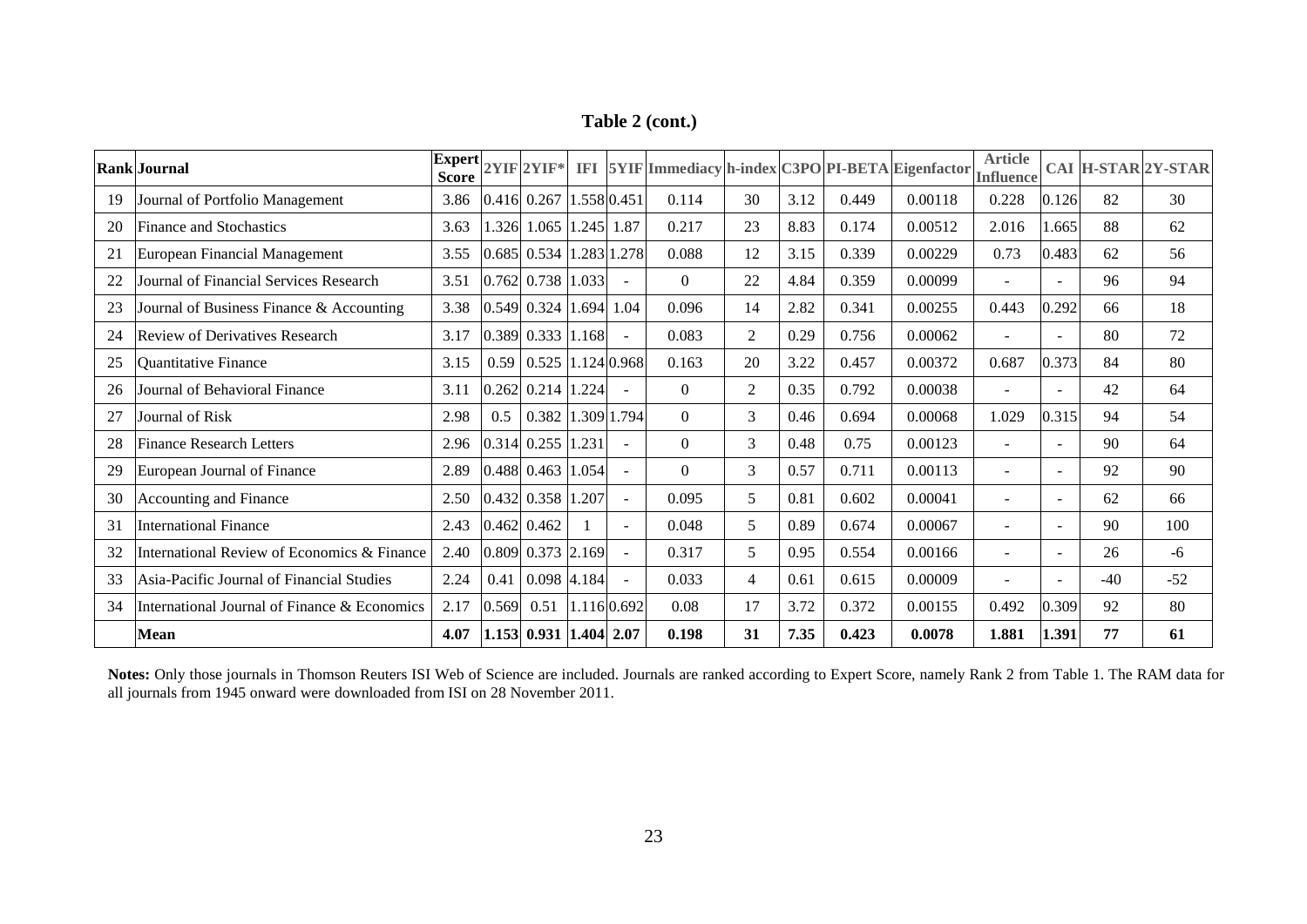**Table 2 (cont.)**

| Rank | Journal | Expert Score | 2YIF | 2YIF* | IFI | 5YIF | Immediacy | h-index | C3PO | PI-BETA | Eigenfactor | Article Influence | CAI | H-STAR | 2Y-STAR |
|---|---|---|---|---|---|---|---|---|---|---|---|---|---|---|---|
| 19 | Journal of Portfolio Management | 3.86 | 0.416 | 0.267 | 1.558 | 0.451 | 0.114 | 30 | 3.12 | 0.449 | 0.00118 | 0.228 | 0.126 | 82 | 30 |
| 20 | Finance and Stochastics | 3.63 | 1.326 | 1.065 | 1.245 | 1.87 | 0.217 | 23 | 8.83 | 0.174 | 0.00512 | 2.016 | 1.665 | 88 | 62 |
| 21 | European Financial Management | 3.55 | 0.685 | 0.534 | 1.283 | 1.278 | 0.088 | 12 | 3.15 | 0.339 | 0.00229 | 0.73 | 0.483 | 62 | 56 |
| 22 | Journal of Financial Services Research | 3.51 | 0.762 | 0.738 | 1.033 | - | 0 | 22 | 4.84 | 0.359 | 0.00099 | - | - | 96 | 94 |
| 23 | Journal of Business Finance & Accounting | 3.38 | 0.549 | 0.324 | 1.694 | 1.04 | 0.096 | 14 | 2.82 | 0.341 | 0.00255 | 0.443 | 0.292 | 66 | 18 |
| 24 | Review of Derivatives Research | 3.17 | 0.389 | 0.333 | 1.168 | - | 0.083 | 2 | 0.29 | 0.756 | 0.00062 | - | - | 80 | 72 |
| 25 | Quantitative Finance | 3.15 | 0.59 | 0.525 | 1.124 | 0.968 | 0.163 | 20 | 3.22 | 0.457 | 0.00372 | 0.687 | 0.373 | 84 | 80 |
| 26 | Journal of Behavioral Finance | 3.11 | 0.262 | 0.214 | 1.224 | - | 0 | 2 | 0.35 | 0.792 | 0.00038 | - | - | 42 | 64 |
| 27 | Journal of Risk | 2.98 | 0.5 | 0.382 | 1.309 | 1.794 | 0 | 3 | 0.46 | 0.694 | 0.00068 | 1.029 | 0.315 | 94 | 54 |
| 28 | Finance Research Letters | 2.96 | 0.314 | 0.255 | 1.231 | - | 0 | 3 | 0.48 | 0.75 | 0.00123 | - | - | 90 | 64 |
| 29 | European Journal of Finance | 2.89 | 0.488 | 0.463 | 1.054 | - | 0 | 3 | 0.57 | 0.711 | 0.00113 | - | - | 92 | 90 |
| 30 | Accounting and Finance | 2.50 | 0.432 | 0.358 | 1.207 | - | 0.095 | 5 | 0.81 | 0.602 | 0.00041 | - | - | 62 | 66 |
| 31 | International Finance | 2.43 | 0.462 | 0.462 | 1 | - | 0.048 | 5 | 0.89 | 0.674 | 0.00067 | - | - | 90 | 100 |
| 32 | International Review of Economics & Finance | 2.40 | 0.809 | 0.373 | 2.169 | - | 0.317 | 5 | 0.95 | 0.554 | 0.00166 | - | - | 26 | -6 |
| 33 | Asia-Pacific Journal of Financial Studies | 2.24 | 0.41 | 0.098 | 4.184 | - | 0.033 | 4 | 0.61 | 0.615 | 0.00009 | - | - | -40 | -52 |
| 34 | International Journal of Finance & Economics | 2.17 | 0.569 | 0.51 | 1.116 | 0.692 | 0.08 | 17 | 3.72 | 0.372 | 0.00155 | 0.492 | 0.309 | 92 | 80 |
| | **Mean** | **4.07** | **1.153** | **0.931** | **1.404** | **2.07** | **0.198** | **31** | **7.35** | **0.423** | **0.0078** | **1.881** | **1.391** | **77** | **61** |

**Notes:** Only those journals in Thomson Reuters ISI Web of Science are included. Journals are ranked according to Expert Score, namely Rank 2 from Table 1. The RAM data for all journals from 1945 onward were downloaded from ISI on 28 November 2011.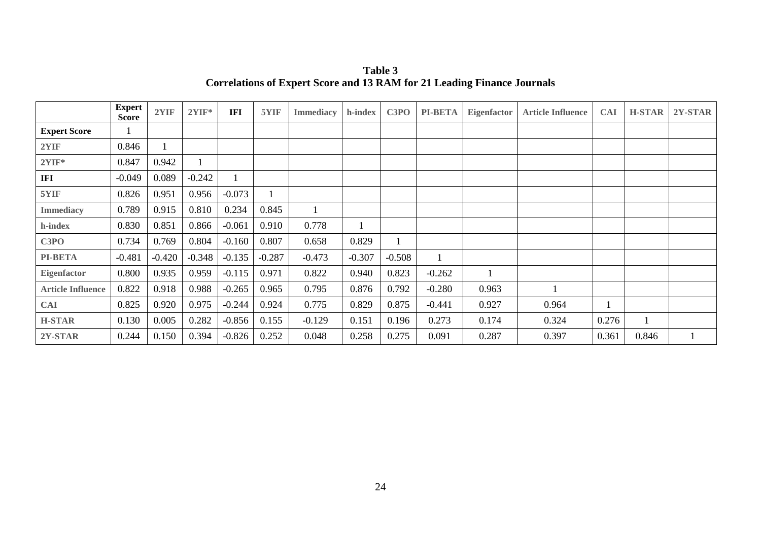**Table 3**
**Correlations of Expert Score and 13 RAM for 21 Leading Finance Journals**

| | Expert Score | 2YIF | 2YIF* | IFI | 5YIF | Immediacy | h-index | C3PO | PI-BETA | Eigenfactor | Article Influence | CAI | H-STAR | 2Y-STAR |
|---|---|---|---|---|---|---|---|---|---|---|---|---|---|---|
| **Expert Score** | 1 | | | | | | | | | | | | | |
| **2YIF** | 0.846 | 1 | | | | | | | | | | | | |
| **2YIF*** | 0.847 | 0.942 | 1 | | | | | | | | | | | |
| **IFI** | -0.049 | 0.089 | -0.242 | 1 | | | | | | | | | | |
| **5YIF** | 0.826 | 0.951 | 0.956 | -0.073 | 1 | | | | | | | | | |
| **Immediacy** | 0.789 | 0.915 | 0.810 | 0.234 | 0.845 | 1 | | | | | | | | |
| **h-index** | 0.830 | 0.851 | 0.866 | -0.061 | 0.910 | 0.778 | 1 | | | | | | | |
| **C3PO** | 0.734 | 0.769 | 0.804 | -0.160 | 0.807 | 0.658 | 0.829 | 1 | | | | | | |
| **PI-BETA** | -0.481 | -0.420 | -0.348 | -0.135 | -0.287 | -0.473 | -0.307 | -0.508 | 1 | | | | | |
| **Eigenfactor** | 0.800 | 0.935 | 0.959 | -0.115 | 0.971 | 0.822 | 0.940 | 0.823 | -0.262 | 1 | | | | |
| **Article Influence** | 0.822 | 0.918 | 0.988 | -0.265 | 0.965 | 0.795 | 0.876 | 0.792 | -0.280 | 0.963 | 1 | | | |
| **CAI** | 0.825 | 0.920 | 0.975 | -0.244 | 0.924 | 0.775 | 0.829 | 0.875 | -0.441 | 0.927 | 0.964 | 1 | | |
| **H-STAR** | 0.130 | 0.005 | 0.282 | -0.856 | 0.155 | -0.129 | 0.151 | 0.196 | 0.273 | 0.174 | 0.324 | 0.276 | 1 | |
| **2Y-STAR** | 0.244 | 0.150 | 0.394 | -0.826 | 0.252 | 0.048 | 0.258 | 0.275 | 0.091 | 0.287 | 0.397 | 0.361 | 0.846 | 1 |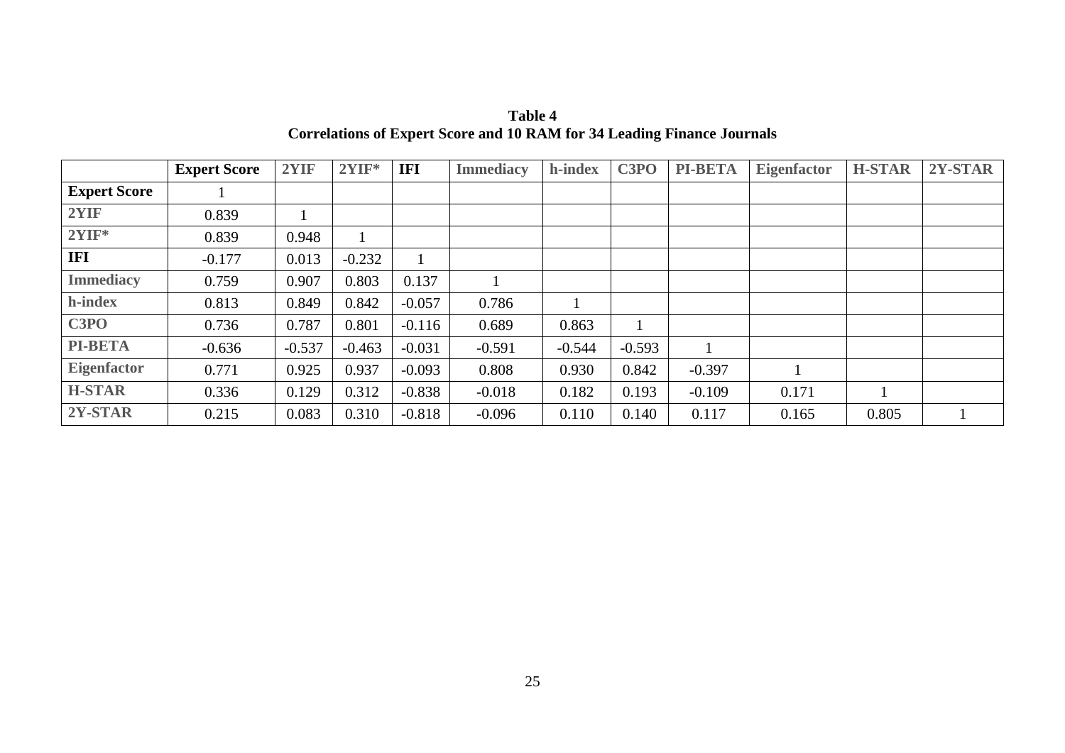**Table 4**
**Correlations of Expert Score and 10 RAM for 34 Leading Finance Journals**

| | Expert Score | 2YIF | 2YIF* | IFI | Immediacy | h-index | C3PO | PI-BETA | Eigenfactor | H-STAR | 2Y-STAR |
|---|---|---|---|---|---|---|---|---|---|---|---|
| **Expert Score** | 1 | | | | | | | | | | |
| **2YIF** | 0.839 | 1 | | | | | | | | | |
| **2YIF*** | 0.839 | 0.948 | 1 | | | | | | | | |
| **IFI** | -0.177 | 0.013 | -0.232 | 1 | | | | | | | |
| **Immediacy** | 0.759 | 0.907 | 0.803 | 0.137 | 1 | | | | | | |
| **h-index** | 0.813 | 0.849 | 0.842 | -0.057 | 0.786 | 1 | | | | | |
| **C3PO** | 0.736 | 0.787 | 0.801 | -0.116 | 0.689 | 0.863 | 1 | | | | |
| **PI-BETA** | -0.636 | -0.537 | -0.463 | -0.031 | -0.591 | -0.544 | -0.593 | 1 | | | |
| **Eigenfactor** | 0.771 | 0.925 | 0.937 | -0.093 | 0.808 | 0.930 | 0.842 | -0.397 | 1 | | |
| **H-STAR** | 0.336 | 0.129 | 0.312 | -0.838 | -0.018 | 0.182 | 0.193 | -0.109 | 0.171 | 1 | |
| **2Y-STAR** | 0.215 | 0.083 | 0.310 | -0.818 | -0.096 | 0.110 | 0.140 | 0.117 | 0.165 | 0.805 | 1 |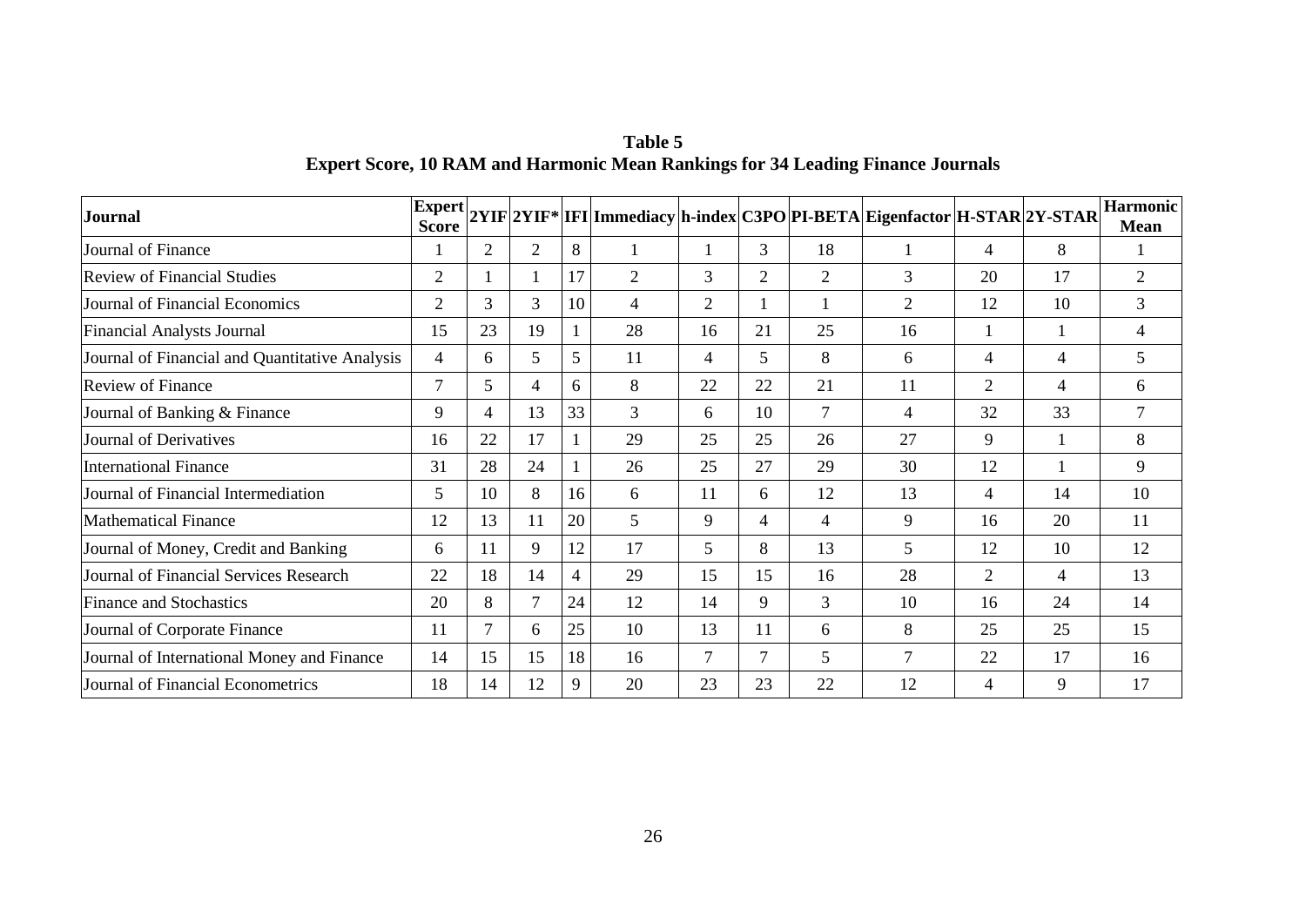**Table 5**
**Expert Score, 10 RAM and Harmonic Mean Rankings for 34 Leading Finance Journals**

| Journal | Expert Score | 2YIF | 2YIF* | IFI | Immediacy | h-index | C3PO | PI-BETA | Eigenfactor | H-STAR | 2Y-STAR | Harmonic Mean |
|---|---|---|---|---|---|---|---|---|---|---|---|---|
| Journal of Finance | 1 | 2 | 2 | 8 | 1 | 1 | 3 | 18 | 1 | 4 | 8 | 1 |
| Review of Financial Studies | 2 | 1 | 1 | 17 | 2 | 3 | 2 | 2 | 3 | 20 | 17 | 2 |
| Journal of Financial Economics | 2 | 3 | 3 | 10 | 4 | 2 | 1 | 1 | 2 | 12 | 10 | 3 |
| Financial Analysts Journal | 15 | 23 | 19 | 1 | 28 | 16 | 21 | 25 | 16 | 1 | 1 | 4 |
| Journal of Financial and Quantitative Analysis | 4 | 6 | 5 | 5 | 11 | 4 | 5 | 8 | 6 | 4 | 4 | 5 |
| Review of Finance | 7 | 5 | 4 | 6 | 8 | 22 | 22 | 21 | 11 | 2 | 4 | 6 |
| Journal of Banking & Finance | 9 | 4 | 13 | 33 | 3 | 6 | 10 | 7 | 4 | 32 | 33 | 7 |
| Journal of Derivatives | 16 | 22 | 17 | 1 | 29 | 25 | 25 | 26 | 27 | 9 | 1 | 8 |
| International Finance | 31 | 28 | 24 | 1 | 26 | 25 | 27 | 29 | 30 | 12 | 1 | 9 |
| Journal of Financial Intermediation | 5 | 10 | 8 | 16 | 6 | 11 | 6 | 12 | 13 | 4 | 14 | 10 |
| Mathematical Finance | 12 | 13 | 11 | 20 | 5 | 9 | 4 | 4 | 9 | 16 | 20 | 11 |
| Journal of Money, Credit and Banking | 6 | 11 | 9 | 12 | 17 | 5 | 8 | 13 | 5 | 12 | 10 | 12 |
| Journal of Financial Services Research | 22 | 18 | 14 | 4 | 29 | 15 | 15 | 16 | 28 | 2 | 4 | 13 |
| Finance and Stochastics | 20 | 8 | 7 | 24 | 12 | 14 | 9 | 3 | 10 | 16 | 24 | 14 |
| Journal of Corporate Finance | 11 | 7 | 6 | 25 | 10 | 13 | 11 | 6 | 8 | 25 | 25 | 15 |
| Journal of International Money and Finance | 14 | 15 | 15 | 18 | 16 | 7 | 7 | 5 | 7 | 22 | 17 | 16 |
| Journal of Financial Econometrics | 18 | 14 | 12 | 9 | 20 | 23 | 23 | 22 | 12 | 4 | 9 | 17 |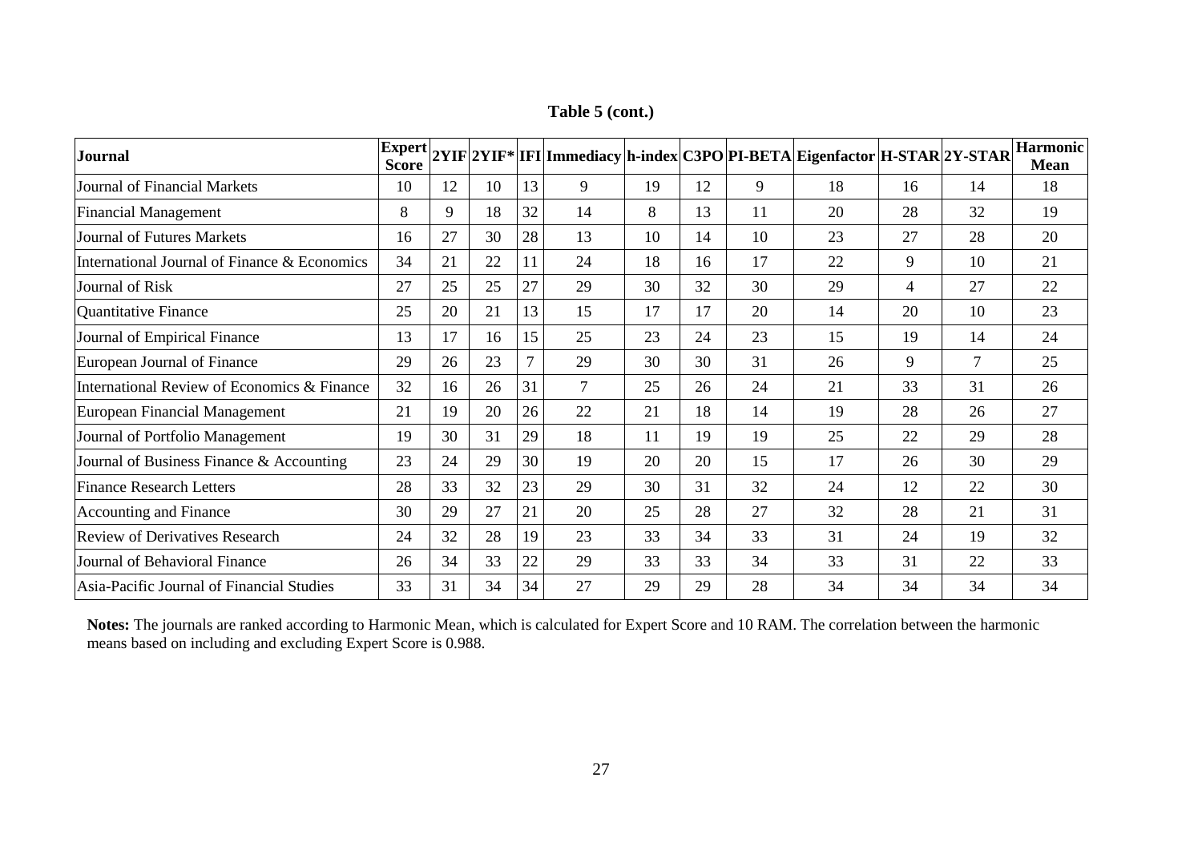**Table 5 (cont.)**

| Journal | Expert Score | 2YIF | 2YIF* | IFI | Immediacy | h-index | C3PO | PI-BETA | Eigenfactor | H-STAR | 2Y-STAR | Harmonic Mean |
|---|---|---|---|---|---|---|---|---|---|---|---|---|
| Journal of Financial Markets | 10 | 12 | 10 | 13 | 9 | 19 | 12 | 9 | 18 | 16 | 14 | 18 |
| Financial Management | 8 | 9 | 18 | 32 | 14 | 8 | 13 | 11 | 20 | 28 | 32 | 19 |
| Journal of Futures Markets | 16 | 27 | 30 | 28 | 13 | 10 | 14 | 10 | 23 | 27 | 28 | 20 |
| International Journal of Finance & Economics | 34 | 21 | 22 | 11 | 24 | 18 | 16 | 17 | 22 | 9 | 10 | 21 |
| Journal of Risk | 27 | 25 | 25 | 27 | 29 | 30 | 32 | 30 | 29 | 4 | 27 | 22 |
| Quantitative Finance | 25 | 20 | 21 | 13 | 15 | 17 | 17 | 20 | 14 | 20 | 10 | 23 |
| Journal of Empirical Finance | 13 | 17 | 16 | 15 | 25 | 23 | 24 | 23 | 15 | 19 | 14 | 24 |
| European Journal of Finance | 29 | 26 | 23 | 7 | 29 | 30 | 30 | 31 | 26 | 9 | 7 | 25 |
| International Review of Economics & Finance | 32 | 16 | 26 | 31 | 7 | 25 | 26 | 24 | 21 | 33 | 31 | 26 |
| European Financial Management | 21 | 19 | 20 | 26 | 22 | 21 | 18 | 14 | 19 | 28 | 26 | 27 |
| Journal of Portfolio Management | 19 | 30 | 31 | 29 | 18 | 11 | 19 | 19 | 25 | 22 | 29 | 28 |
| Journal of Business Finance & Accounting | 23 | 24 | 29 | 30 | 19 | 20 | 20 | 15 | 17 | 26 | 30 | 29 |
| Finance Research Letters | 28 | 33 | 32 | 23 | 29 | 30 | 31 | 32 | 24 | 12 | 22 | 30 |
| Accounting and Finance | 30 | 29 | 27 | 21 | 20 | 25 | 28 | 27 | 32 | 28 | 21 | 31 |
| Review of Derivatives Research | 24 | 32 | 28 | 19 | 23 | 33 | 34 | 33 | 31 | 24 | 19 | 32 |
| Journal of Behavioral Finance | 26 | 34 | 33 | 22 | 29 | 33 | 33 | 34 | 33 | 31 | 22 | 33 |
| Asia-Pacific Journal of Financial Studies | 33 | 31 | 34 | 34 | 27 | 29 | 29 | 28 | 34 | 34 | 34 | 34 |

**Notes:** The journals are ranked according to Harmonic Mean, which is calculated for Expert Score and 10 RAM. The correlation between the harmonic means based on including and excluding Expert Score is 0.988.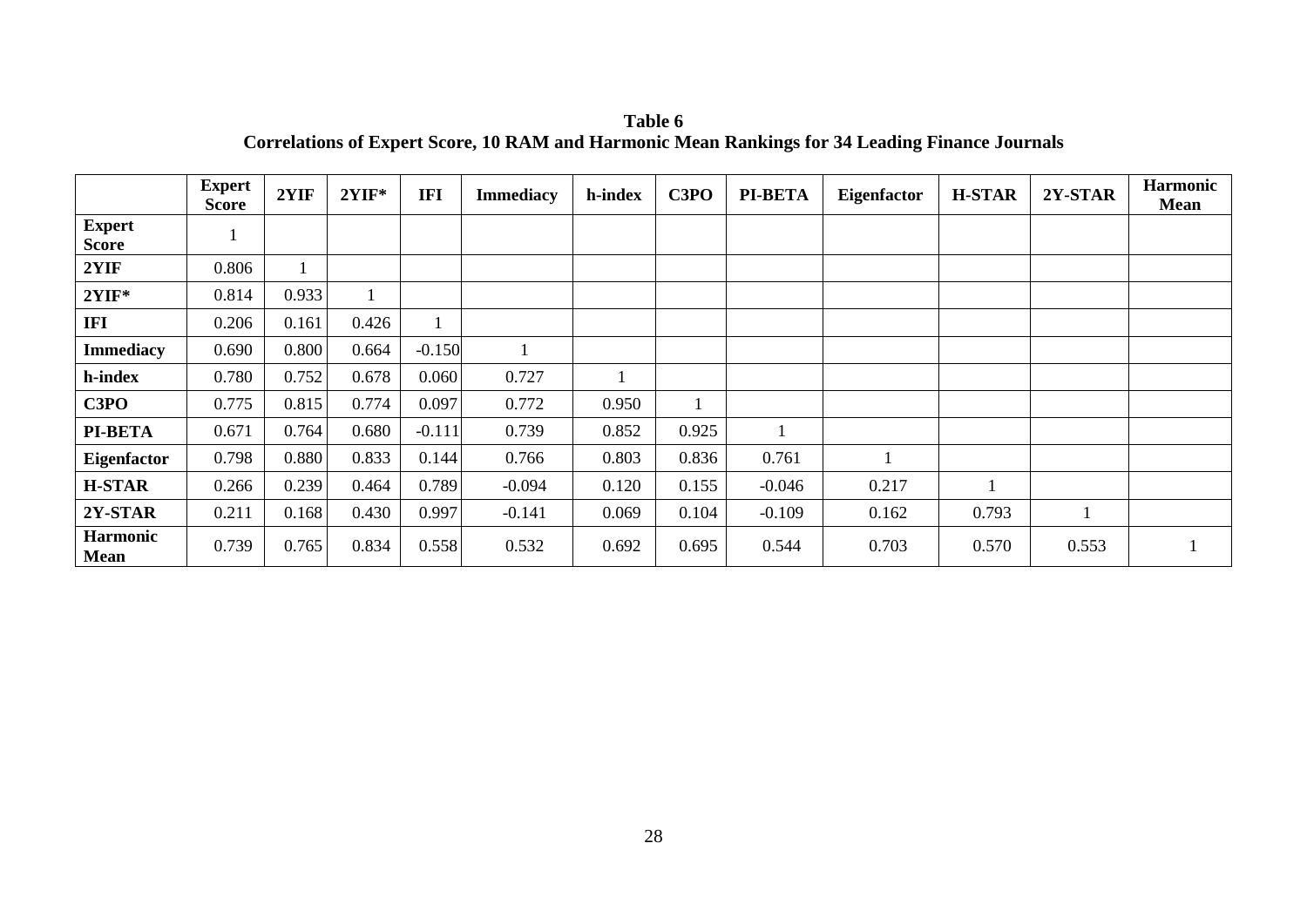**Table 6**
**Correlations of Expert Score, 10 RAM and Harmonic Mean Rankings for 34 Leading Finance Journals**

| | Expert Score | 2YIF | 2YIF* | IFI | Immediacy | h-index | C3PO | PI-BETA | Eigenfactor | H-STAR | 2Y-STAR | Harmonic Mean |
|---|---|---|---|---|---|---|---|---|---|---|---|---|
| **Expert Score** | 1 | | | | | | | | | | | |
| **2YIF** | 0.806 | 1 | | | | | | | | | | |
| **2YIF*** | 0.814 | 0.933 | 1 | | | | | | | | | |
| **IFI** | 0.206 | 0.161 | 0.426 | 1 | | | | | | | | |
| **Immediacy** | 0.690 | 0.800 | 0.664 | -0.150 | 1 | | | | | | | |
| **h-index** | 0.780 | 0.752 | 0.678 | 0.060 | 0.727 | 1 | | | | | | |
| **C3PO** | 0.775 | 0.815 | 0.774 | 0.097 | 0.772 | 0.950 | 1 | | | | | |
| **PI-BETA** | 0.671 | 0.764 | 0.680 | -0.111 | 0.739 | 0.852 | 0.925 | 1 | | | | |
| **Eigenfactor** | 0.798 | 0.880 | 0.833 | 0.144 | 0.766 | 0.803 | 0.836 | 0.761 | 1 | | | |
| **H-STAR** | 0.266 | 0.239 | 0.464 | 0.789 | -0.094 | 0.120 | 0.155 | -0.046 | 0.217 | 1 | | |
| **2Y-STAR** | 0.211 | 0.168 | 0.430 | 0.997 | -0.141 | 0.069 | 0.104 | -0.109 | 0.162 | 0.793 | 1 | |
| **Harmonic Mean** | 0.739 | 0.765 | 0.834 | 0.558 | 0.532 | 0.692 | 0.695 | 0.544 | 0.703 | 0.570 | 0.553 | 1 |